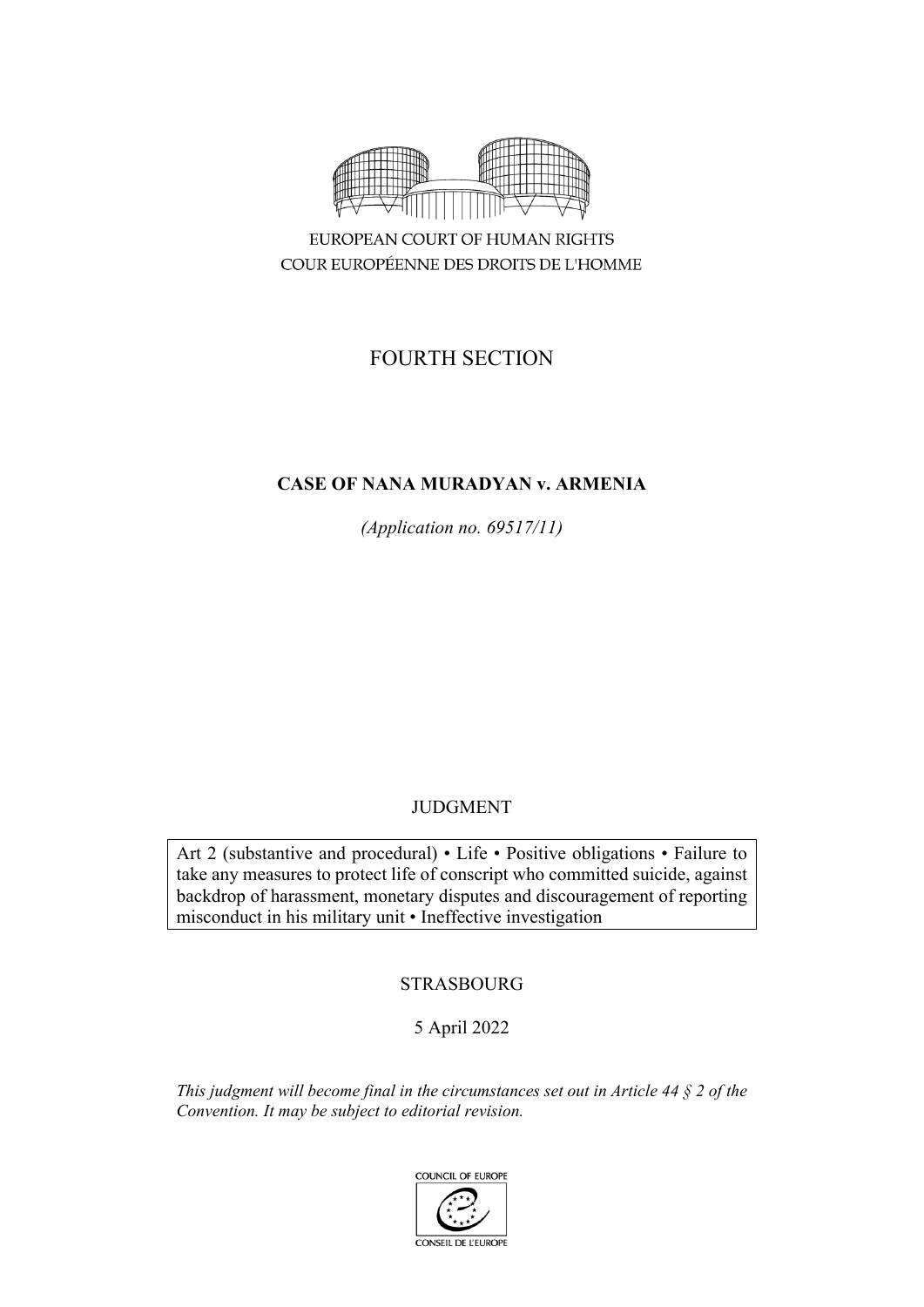EUROPEAN COURT OF HUMAN RIGHTS
COUR EUROPÉENNE DES DROITS DE L'HOMME

# FOURTH SECTION

## CASE OF NANA MURADYAN v. ARMENIA

*(Application no. 69517/11)*

JUDGMENT

Art 2 (substantive and procedural) • Life • Positive obligations • Failure to take any measures to protect life of conscript who committed suicide, against backdrop of harassment, monetary disputes and discouragement of reporting misconduct in his military unit • Ineffective investigation

STRASBOURG

5 April 2022

*This judgment will become final in the circumstances set out in Article 44 § 2 of the Convention. It may be subject to editorial revision.*

COUNCIL OF EUROPE
CONSEIL DE L'EUROPE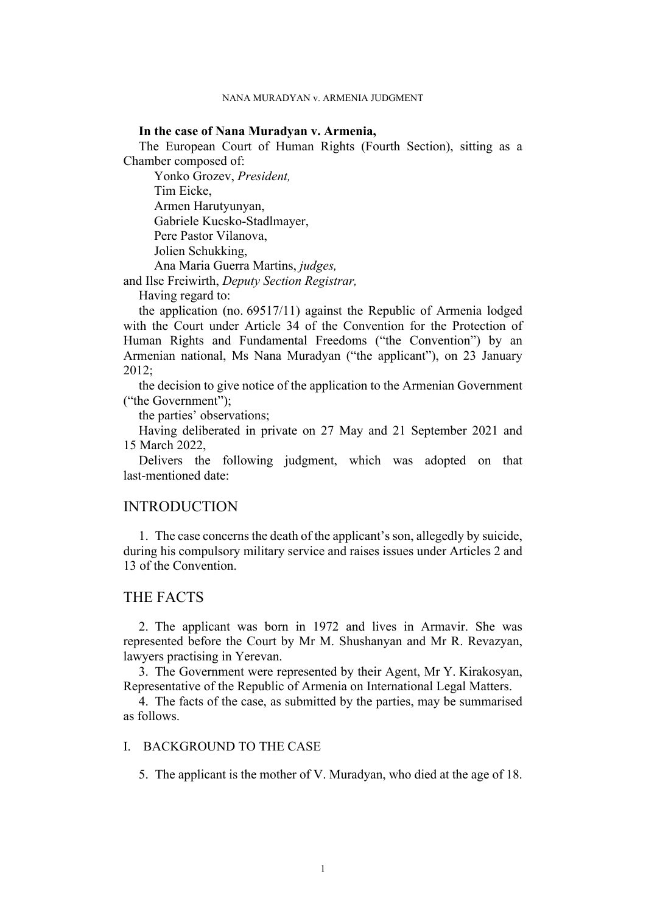**In the case of Nana Muradyan v. Armenia,**

The European Court of Human Rights (Fourth Section), sitting as a Chamber composed of:

Yonko Grozev, *President,*
Tim Eicke,
Armen Harutyunyan,
Gabriele Kucsko-Stadlmayer,
Pere Pastor Vilanova,
Jolien Schukking,
Ana Maria Guerra Martins, *judges,*
and Ilse Freiwirth, *Deputy Section Registrar,*

Having regard to:

the application (no. 69517/11) against the Republic of Armenia lodged with the Court under Article 34 of the Convention for the Protection of Human Rights and Fundamental Freedoms ("the Convention") by an Armenian national, Ms Nana Muradyan ("the applicant"), on 23 January 2012;

the decision to give notice of the application to the Armenian Government ("the Government");

the parties' observations;

Having deliberated in private on 27 May and 21 September 2021 and 15 March 2022,

Delivers the following judgment, which was adopted on that last-mentioned date:

# INTRODUCTION

1. The case concerns the death of the applicant's son, allegedly by suicide, during his compulsory military service and raises issues under Articles 2 and 13 of the Convention.

# THE FACTS

2. The applicant was born in 1972 and lives in Armavir. She was represented before the Court by Mr M. Shushanyan and Mr R. Revazyan, lawyers practising in Yerevan.

3. The Government were represented by their Agent, Mr Y. Kirakosyan, Representative of the Republic of Armenia on International Legal Matters.

4. The facts of the case, as submitted by the parties, may be summarised as follows.

## I. BACKGROUND TO THE CASE

5. The applicant is the mother of V. Muradyan, who died at the age of 18.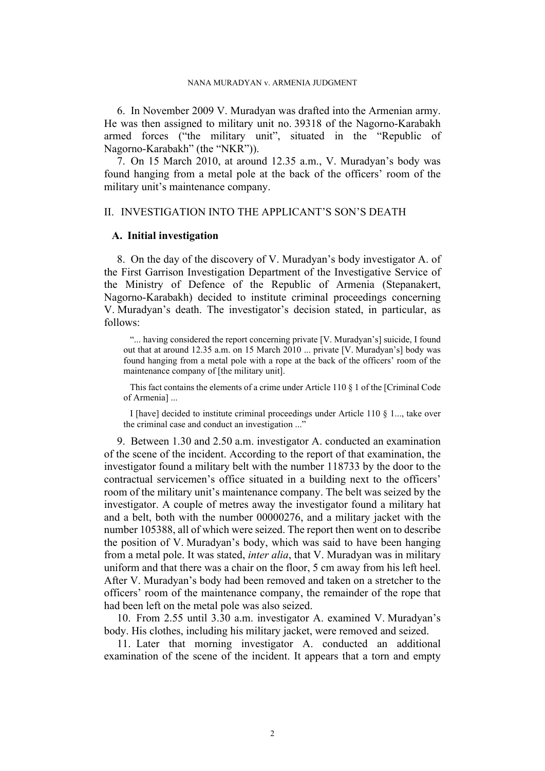6. In November 2009 V. Muradyan was drafted into the Armenian army. He was then assigned to military unit no. 39318 of the Nagorno-Karabakh armed forces ("the military unit", situated in the "Republic of Nagorno-Karabakh" (the "NKR")).

7. On 15 March 2010, at around 12.35 a.m., V. Muradyan's body was found hanging from a metal pole at the back of the officers' room of the military unit's maintenance company.

## II. INVESTIGATION INTO THE APPLICANT'S SON'S DEATH

### A. Initial investigation

8. On the day of the discovery of V. Muradyan's body investigator A. of the First Garrison Investigation Department of the Investigative Service of the Ministry of Defence of the Republic of Armenia (Stepanakert, Nagorno-Karabakh) decided to institute criminal proceedings concerning V. Muradyan's death. The investigator's decision stated, in particular, as follows:

> "... having considered the report concerning private [V. Muradyan's] suicide, I found out that at around 12.35 a.m. on 15 March 2010 ... private [V. Muradyan's] body was found hanging from a metal pole with a rope at the back of the officers' room of the maintenance company of [the military unit].
>
> This fact contains the elements of a crime under Article 110 § 1 of the [Criminal Code of Armenia] ...
>
> I [have] decided to institute criminal proceedings under Article 110 § 1..., take over the criminal case and conduct an investigation ..."

9. Between 1.30 and 2.50 a.m. investigator A. conducted an examination of the scene of the incident. According to the report of that examination, the investigator found a military belt with the number 118733 by the door to the contractual servicemen's office situated in a building next to the officers' room of the military unit's maintenance company. The belt was seized by the investigator. A couple of metres away the investigator found a military hat and a belt, both with the number 00000276, and a military jacket with the number 105388, all of which were seized. The report then went on to describe the position of V. Muradyan's body, which was said to have been hanging from a metal pole. It was stated, *inter alia*, that V. Muradyan was in military uniform and that there was a chair on the floor, 5 cm away from his left heel. After V. Muradyan's body had been removed and taken on a stretcher to the officers' room of the maintenance company, the remainder of the rope that had been left on the metal pole was also seized.

10. From 2.55 until 3.30 a.m. investigator A. examined V. Muradyan's body. His clothes, including his military jacket, were removed and seized.

11. Later that morning investigator A. conducted an additional examination of the scene of the incident. It appears that a torn and empty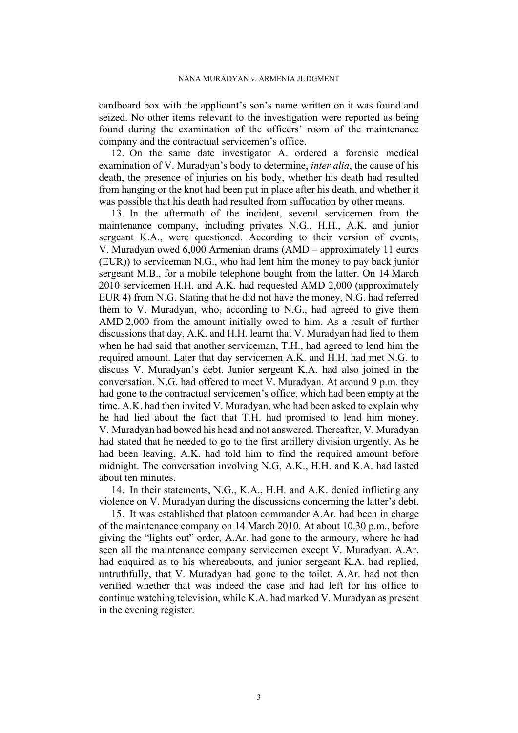cardboard box with the applicant's son's name written on it was found and seized. No other items relevant to the investigation were reported as being found during the examination of the officers' room of the maintenance company and the contractual servicemen's office.

12. On the same date investigator A. ordered a forensic medical examination of V. Muradyan's body to determine, *inter alia*, the cause of his death, the presence of injuries on his body, whether his death had resulted from hanging or the knot had been put in place after his death, and whether it was possible that his death had resulted from suffocation by other means.

13. In the aftermath of the incident, several servicemen from the maintenance company, including privates N.G., H.H., A.K. and junior sergeant K.A., were questioned. According to their version of events, V. Muradyan owed 6,000 Armenian drams (AMD – approximately 11 euros (EUR)) to serviceman N.G., who had lent him the money to pay back junior sergeant M.B., for a mobile telephone bought from the latter. On 14 March 2010 servicemen H.H. and A.K. had requested AMD 2,000 (approximately EUR 4) from N.G. Stating that he did not have the money, N.G. had referred them to V. Muradyan, who, according to N.G., had agreed to give them AMD 2,000 from the amount initially owed to him. As a result of further discussions that day, A.K. and H.H. learnt that V. Muradyan had lied to them when he had said that another serviceman, T.H., had agreed to lend him the required amount. Later that day servicemen A.K. and H.H. had met N.G. to discuss V. Muradyan's debt. Junior sergeant K.A. had also joined in the conversation. N.G. had offered to meet V. Muradyan. At around 9 p.m. they had gone to the contractual servicemen's office, which had been empty at the time. A.K. had then invited V. Muradyan, who had been asked to explain why he had lied about the fact that T.H. had promised to lend him money. V. Muradyan had bowed his head and not answered. Thereafter, V. Muradyan had stated that he needed to go to the first artillery division urgently. As he had been leaving, A.K. had told him to find the required amount before midnight. The conversation involving N.G, A.K., H.H. and K.A. had lasted about ten minutes.

14. In their statements, N.G., K.A., H.H. and A.K. denied inflicting any violence on V. Muradyan during the discussions concerning the latter's debt.

15. It was established that platoon commander A.Ar. had been in charge of the maintenance company on 14 March 2010. At about 10.30 p.m., before giving the "lights out" order, A.Ar. had gone to the armoury, where he had seen all the maintenance company servicemen except V. Muradyan. A.Ar. had enquired as to his whereabouts, and junior sergeant K.A. had replied, untruthfully, that V. Muradyan had gone to the toilet. A.Ar. had not then verified whether that was indeed the case and had left for his office to continue watching television, while K.A. had marked V. Muradyan as present in the evening register.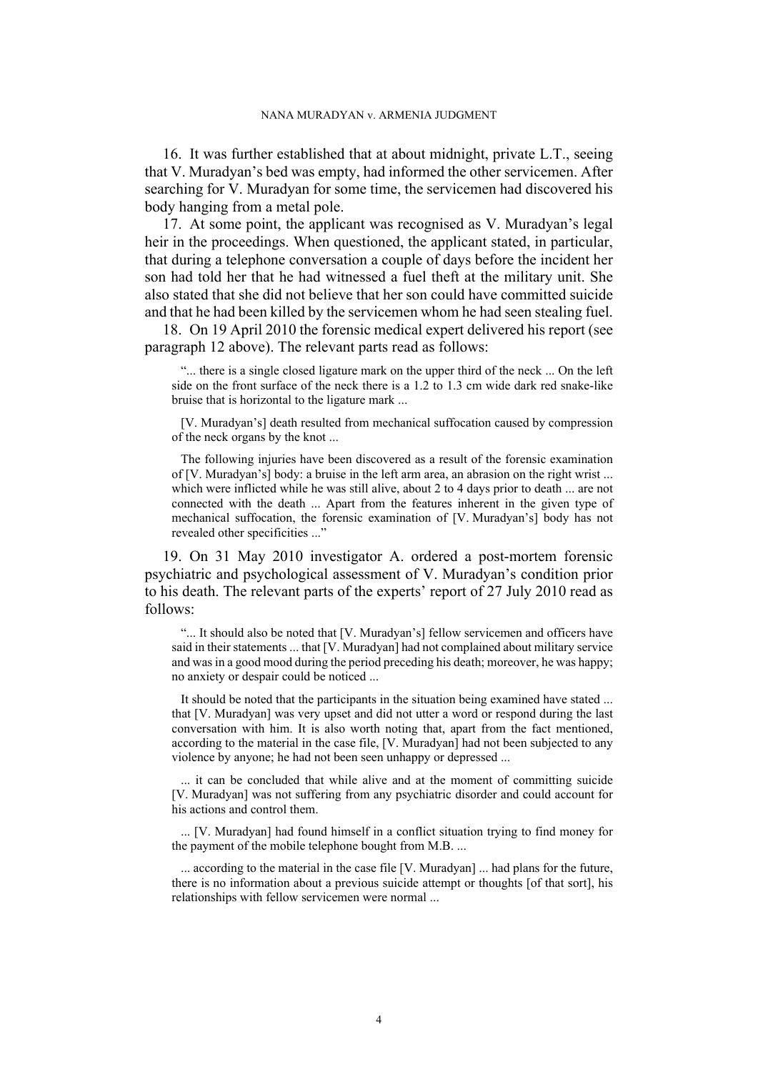16. It was further established that at about midnight, private L.T., seeing that V. Muradyan's bed was empty, had informed the other servicemen. After searching for V. Muradyan for some time, the servicemen had discovered his body hanging from a metal pole.

17. At some point, the applicant was recognised as V. Muradyan's legal heir in the proceedings. When questioned, the applicant stated, in particular, that during a telephone conversation a couple of days before the incident her son had told her that he had witnessed a fuel theft at the military unit. She also stated that she did not believe that her son could have committed suicide and that he had been killed by the servicemen whom he had seen stealing fuel.

18. On 19 April 2010 the forensic medical expert delivered his report (see paragraph 12 above). The relevant parts read as follows:

> "... there is a single closed ligature mark on the upper third of the neck ... On the left side on the front surface of the neck there is a 1.2 to 1.3 cm wide dark red snake-like bruise that is horizontal to the ligature mark ...
>
> [V. Muradyan's] death resulted from mechanical suffocation caused by compression of the neck organs by the knot ...
>
> The following injuries have been discovered as a result of the forensic examination of [V. Muradyan's] body: a bruise in the left arm area, an abrasion on the right wrist ... which were inflicted while he was still alive, about 2 to 4 days prior to death ... are not connected with the death ... Apart from the features inherent in the given type of mechanical suffocation, the forensic examination of [V. Muradyan's] body has not revealed other specificities ..."

19. On 31 May 2010 investigator A. ordered a post-mortem forensic psychiatric and psychological assessment of V. Muradyan's condition prior to his death. The relevant parts of the experts' report of 27 July 2010 read as follows:

> "... It should also be noted that [V. Muradyan's] fellow servicemen and officers have said in their statements ... that [V. Muradyan] had not complained about military service and was in a good mood during the period preceding his death; moreover, he was happy; no anxiety or despair could be noticed ...
>
> It should be noted that the participants in the situation being examined have stated ... that [V. Muradyan] was very upset and did not utter a word or respond during the last conversation with him. It is also worth noting that, apart from the fact mentioned, according to the material in the case file, [V. Muradyan] had not been subjected to any violence by anyone; he had not been seen unhappy or depressed ...
>
> ... it can be concluded that while alive and at the moment of committing suicide [V. Muradyan] was not suffering from any psychiatric disorder and could account for his actions and control them.
>
> ... [V. Muradyan] had found himself in a conflict situation trying to find money for the payment of the mobile telephone bought from M.B. ...
>
> ... according to the material in the case file [V. Muradyan] ... had plans for the future, there is no information about a previous suicide attempt or thoughts [of that sort], his relationships with fellow servicemen were normal ...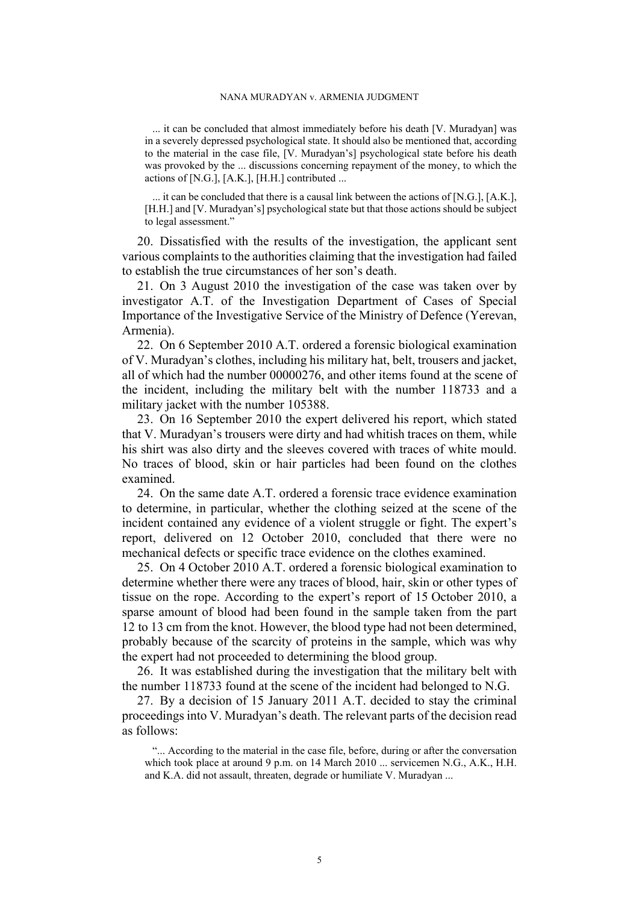... it can be concluded that almost immediately before his death [V. Muradyan] was in a severely depressed psychological state. It should also be mentioned that, according to the material in the case file, [V. Muradyan's] psychological state before his death was provoked by the ... discussions concerning repayment of the money, to which the actions of [N.G.], [A.K.], [H.H.] contributed ...

... it can be concluded that there is a causal link between the actions of [N.G.], [A.K.], [H.H.] and [V. Muradyan's] psychological state but that those actions should be subject to legal assessment."

20. Dissatisfied with the results of the investigation, the applicant sent various complaints to the authorities claiming that the investigation had failed to establish the true circumstances of her son's death.

21. On 3 August 2010 the investigation of the case was taken over by investigator A.T. of the Investigation Department of Cases of Special Importance of the Investigative Service of the Ministry of Defence (Yerevan, Armenia).

22. On 6 September 2010 A.T. ordered a forensic biological examination of V. Muradyan's clothes, including his military hat, belt, trousers and jacket, all of which had the number 00000276, and other items found at the scene of the incident, including the military belt with the number 118733 and a military jacket with the number 105388.

23. On 16 September 2010 the expert delivered his report, which stated that V. Muradyan's trousers were dirty and had whitish traces on them, while his shirt was also dirty and the sleeves covered with traces of white mould. No traces of blood, skin or hair particles had been found on the clothes examined.

24. On the same date A.T. ordered a forensic trace evidence examination to determine, in particular, whether the clothing seized at the scene of the incident contained any evidence of a violent struggle or fight. The expert's report, delivered on 12 October 2010, concluded that there were no mechanical defects or specific trace evidence on the clothes examined.

25. On 4 October 2010 A.T. ordered a forensic biological examination to determine whether there were any traces of blood, hair, skin or other types of tissue on the rope. According to the expert's report of 15 October 2010, a sparse amount of blood had been found in the sample taken from the part 12 to 13 cm from the knot. However, the blood type had not been determined, probably because of the scarcity of proteins in the sample, which was why the expert had not proceeded to determining the blood group.

26. It was established during the investigation that the military belt with the number 118733 found at the scene of the incident had belonged to N.G.

27. By a decision of 15 January 2011 A.T. decided to stay the criminal proceedings into V. Muradyan's death. The relevant parts of the decision read as follows:

"... According to the material in the case file, before, during or after the conversation which took place at around 9 p.m. on 14 March 2010 ... servicemen N.G., A.K., H.H. and K.A. did not assault, threaten, degrade or humiliate V. Muradyan ...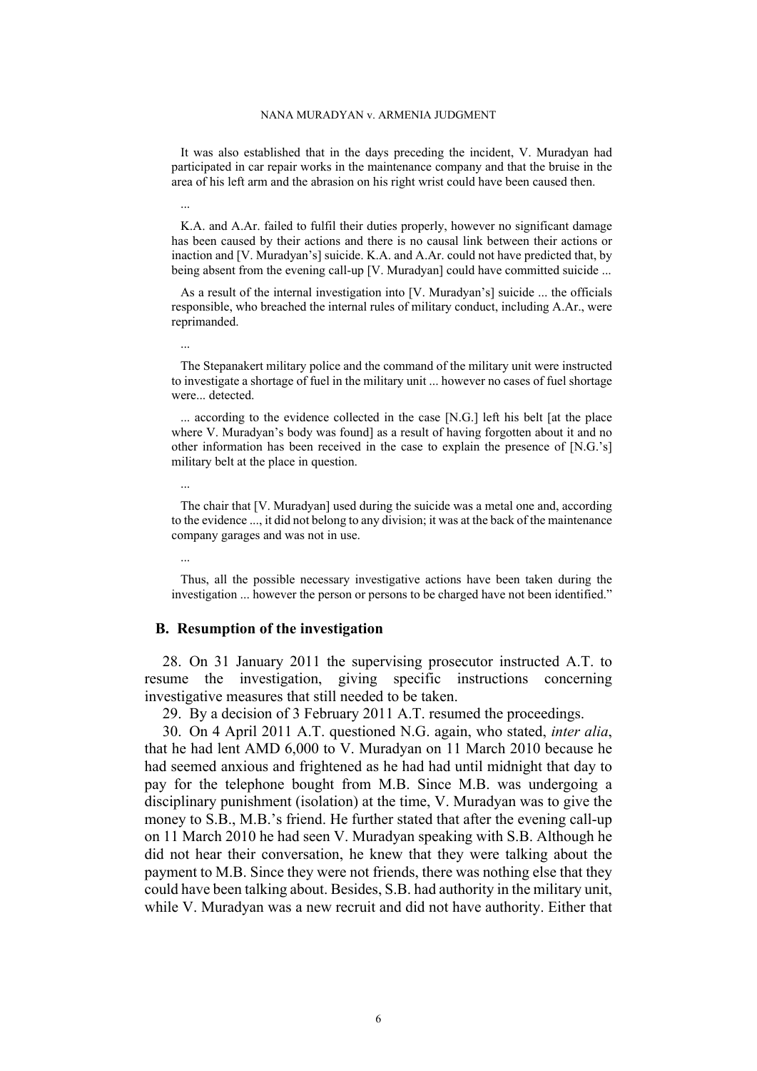It was also established that in the days preceding the incident, V. Muradyan had participated in car repair works in the maintenance company and that the bruise in the area of his left arm and the abrasion on his right wrist could have been caused then.

...

K.A. and A.Ar. failed to fulfil their duties properly, however no significant damage has been caused by their actions and there is no causal link between their actions or inaction and [V. Muradyan's] suicide. K.A. and A.Ar. could not have predicted that, by being absent from the evening call-up [V. Muradyan] could have committed suicide ...

As a result of the internal investigation into [V. Muradyan's] suicide ... the officials responsible, who breached the internal rules of military conduct, including A.Ar., were reprimanded.

...

The Stepanakert military police and the command of the military unit were instructed to investigate a shortage of fuel in the military unit ... however no cases of fuel shortage were... detected.

... according to the evidence collected in the case [N.G.] left his belt [at the place where V. Muradyan's body was found] as a result of having forgotten about it and no other information has been received in the case to explain the presence of [N.G.'s] military belt at the place in question.

...

The chair that [V. Muradyan] used during the suicide was a metal one and, according to the evidence ..., it did not belong to any division; it was at the back of the maintenance company garages and was not in use.

...

Thus, all the possible necessary investigative actions have been taken during the investigation ... however the person or persons to be charged have not been identified."

## B. Resumption of the investigation

28. On 31 January 2011 the supervising prosecutor instructed A.T. to resume the investigation, giving specific instructions concerning investigative measures that still needed to be taken.

29. By a decision of 3 February 2011 A.T. resumed the proceedings.

30. On 4 April 2011 A.T. questioned N.G. again, who stated, *inter alia*, that he had lent AMD 6,000 to V. Muradyan on 11 March 2010 because he had seemed anxious and frightened as he had had until midnight that day to pay for the telephone bought from M.B. Since M.B. was undergoing a disciplinary punishment (isolation) at the time, V. Muradyan was to give the money to S.B., M.B.'s friend. He further stated that after the evening call-up on 11 March 2010 he had seen V. Muradyan speaking with S.B. Although he did not hear their conversation, he knew that they were talking about the payment to M.B. Since they were not friends, there was nothing else that they could have been talking about. Besides, S.B. had authority in the military unit, while V. Muradyan was a new recruit and did not have authority. Either that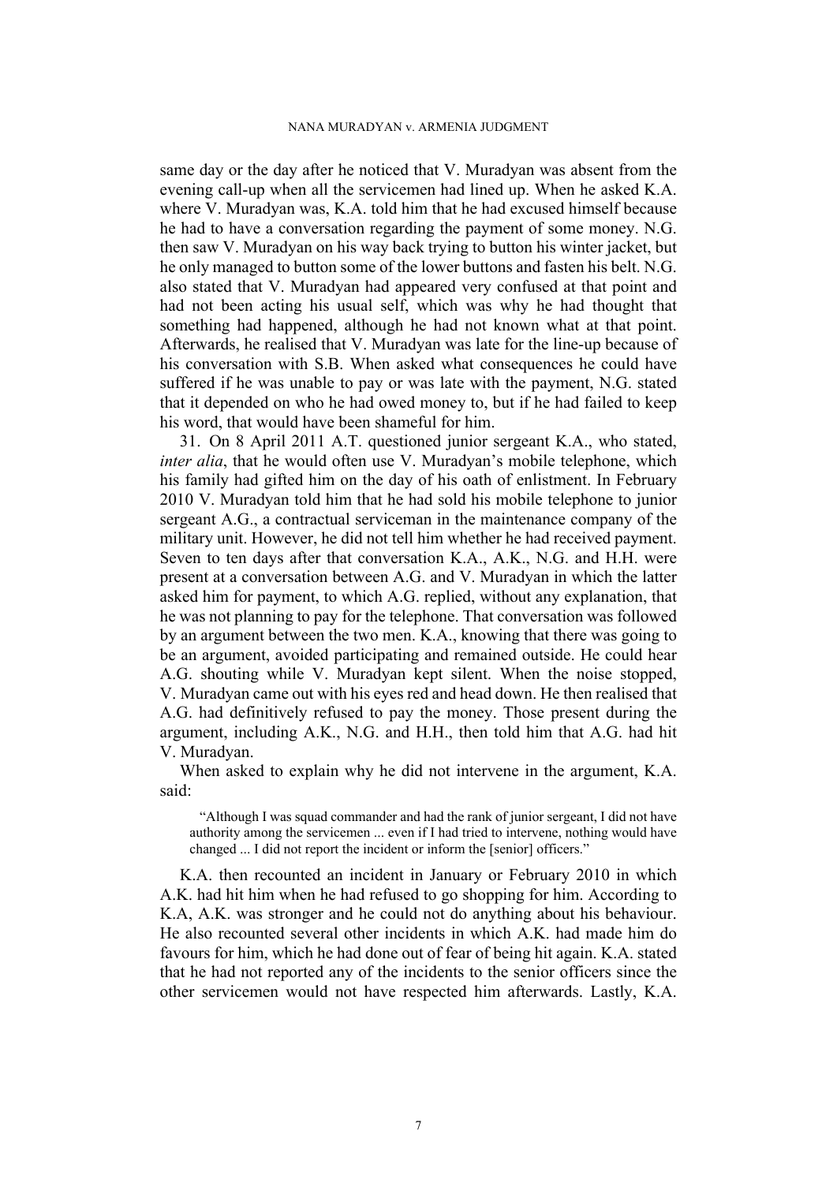same day or the day after he noticed that V. Muradyan was absent from the evening call-up when all the servicemen had lined up. When he asked K.A. where V. Muradyan was, K.A. told him that he had excused himself because he had to have a conversation regarding the payment of some money. N.G. then saw V. Muradyan on his way back trying to button his winter jacket, but he only managed to button some of the lower buttons and fasten his belt. N.G. also stated that V. Muradyan had appeared very confused at that point and had not been acting his usual self, which was why he had thought that something had happened, although he had not known what at that point. Afterwards, he realised that V. Muradyan was late for the line-up because of his conversation with S.B. When asked what consequences he could have suffered if he was unable to pay or was late with the payment, N.G. stated that it depended on who he had owed money to, but if he had failed to keep his word, that would have been shameful for him.

31. On 8 April 2011 A.T. questioned junior sergeant K.A., who stated, *inter alia*, that he would often use V. Muradyan's mobile telephone, which his family had gifted him on the day of his oath of enlistment. In February 2010 V. Muradyan told him that he had sold his mobile telephone to junior sergeant A.G., a contractual serviceman in the maintenance company of the military unit. However, he did not tell him whether he had received payment. Seven to ten days after that conversation K.A., A.K., N.G. and H.H. were present at a conversation between A.G. and V. Muradyan in which the latter asked him for payment, to which A.G. replied, without any explanation, that he was not planning to pay for the telephone. That conversation was followed by an argument between the two men. K.A., knowing that there was going to be an argument, avoided participating and remained outside. He could hear A.G. shouting while V. Muradyan kept silent. When the noise stopped, V. Muradyan came out with his eyes red and head down. He then realised that A.G. had definitively refused to pay the money. Those present during the argument, including A.K., N.G. and H.H., then told him that A.G. had hit V. Muradyan.

When asked to explain why he did not intervene in the argument, K.A. said:

> "Although I was squad commander and had the rank of junior sergeant, I did not have authority among the servicemen ... even if I had tried to intervene, nothing would have changed ... I did not report the incident or inform the [senior] officers."

K.A. then recounted an incident in January or February 2010 in which A.K. had hit him when he had refused to go shopping for him. According to K.A, A.K. was stronger and he could not do anything about his behaviour. He also recounted several other incidents in which A.K. had made him do favours for him, which he had done out of fear of being hit again. K.A. stated that he had not reported any of the incidents to the senior officers since the other servicemen would not have respected him afterwards. Lastly, K.A.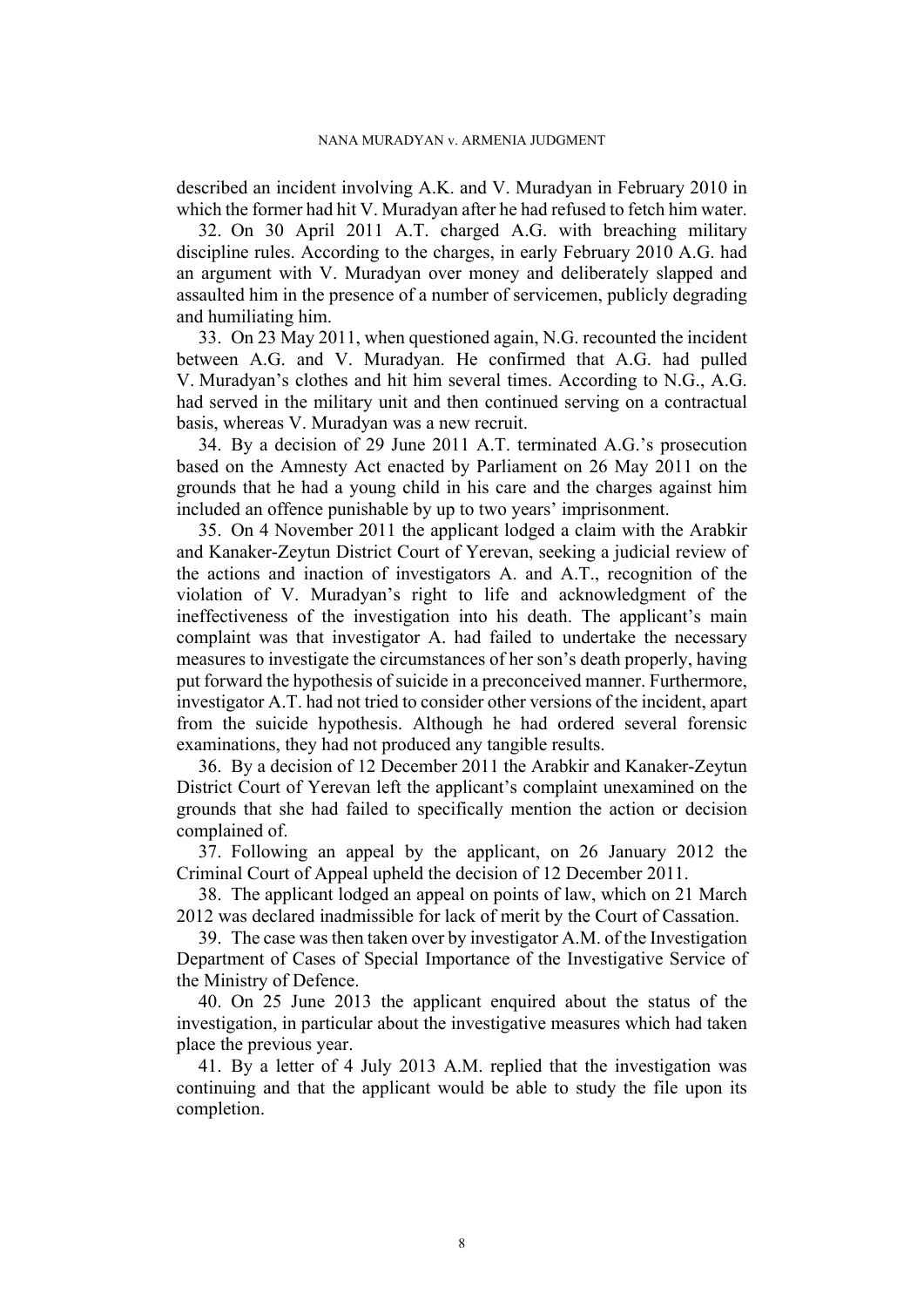described an incident involving A.K. and V. Muradyan in February 2010 in which the former had hit V. Muradyan after he had refused to fetch him water.

32. On 30 April 2011 A.T. charged A.G. with breaching military discipline rules. According to the charges, in early February 2010 A.G. had an argument with V. Muradyan over money and deliberately slapped and assaulted him in the presence of a number of servicemen, publicly degrading and humiliating him.

33. On 23 May 2011, when questioned again, N.G. recounted the incident between A.G. and V. Muradyan. He confirmed that A.G. had pulled V. Muradyan's clothes and hit him several times. According to N.G., A.G. had served in the military unit and then continued serving on a contractual basis, whereas V. Muradyan was a new recruit.

34. By a decision of 29 June 2011 A.T. terminated A.G.'s prosecution based on the Amnesty Act enacted by Parliament on 26 May 2011 on the grounds that he had a young child in his care and the charges against him included an offence punishable by up to two years' imprisonment.

35. On 4 November 2011 the applicant lodged a claim with the Arabkir and Kanaker-Zeytun District Court of Yerevan, seeking a judicial review of the actions and inaction of investigators A. and A.T., recognition of the violation of V. Muradyan's right to life and acknowledgment of the ineffectiveness of the investigation into his death. The applicant's main complaint was that investigator A. had failed to undertake the necessary measures to investigate the circumstances of her son's death properly, having put forward the hypothesis of suicide in a preconceived manner. Furthermore, investigator A.T. had not tried to consider other versions of the incident, apart from the suicide hypothesis. Although he had ordered several forensic examinations, they had not produced any tangible results.

36. By a decision of 12 December 2011 the Arabkir and Kanaker-Zeytun District Court of Yerevan left the applicant's complaint unexamined on the grounds that she had failed to specifically mention the action or decision complained of.

37. Following an appeal by the applicant, on 26 January 2012 the Criminal Court of Appeal upheld the decision of 12 December 2011.

38. The applicant lodged an appeal on points of law, which on 21 March 2012 was declared inadmissible for lack of merit by the Court of Cassation.

39. The case was then taken over by investigator A.M. of the Investigation Department of Cases of Special Importance of the Investigative Service of the Ministry of Defence.

40. On 25 June 2013 the applicant enquired about the status of the investigation, in particular about the investigative measures which had taken place the previous year.

41. By a letter of 4 July 2013 A.M. replied that the investigation was continuing and that the applicant would be able to study the file upon its completion.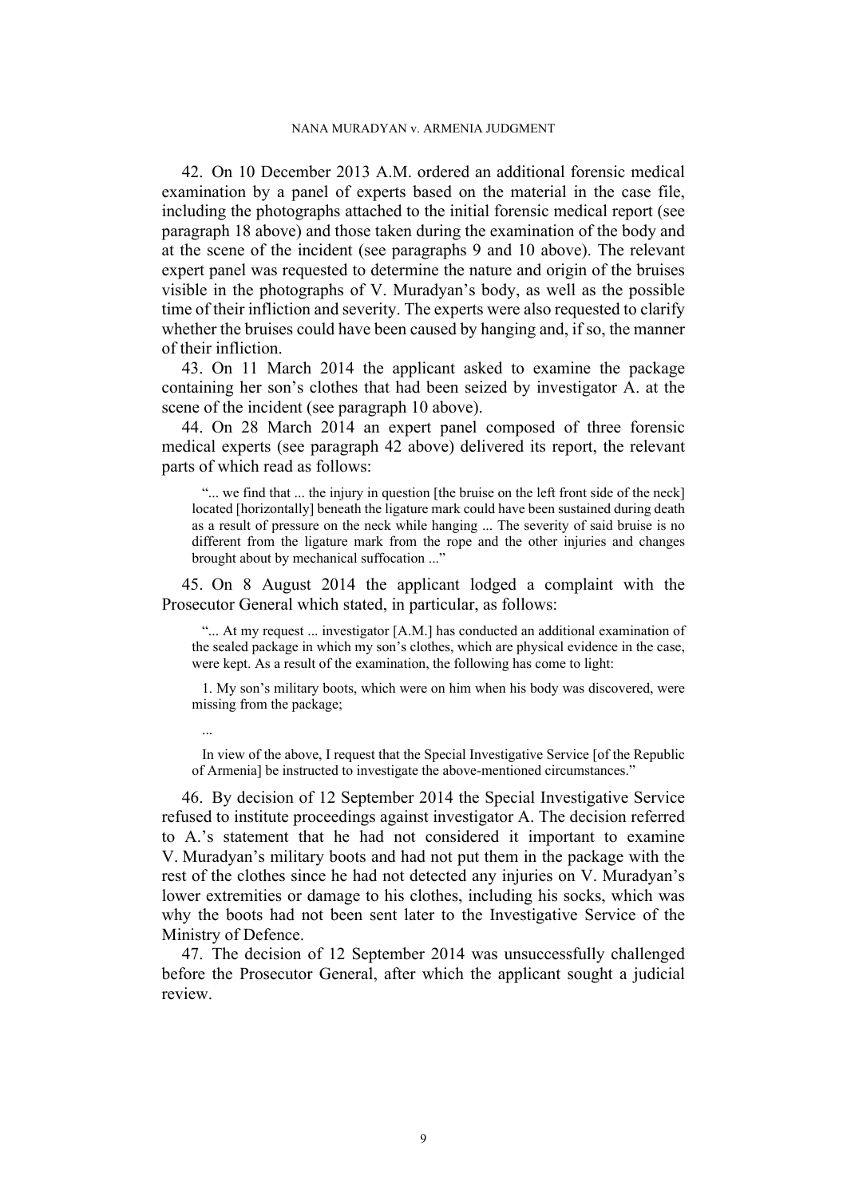42. On 10 December 2013 A.M. ordered an additional forensic medical examination by a panel of experts based on the material in the case file, including the photographs attached to the initial forensic medical report (see paragraph 18 above) and those taken during the examination of the body and at the scene of the incident (see paragraphs 9 and 10 above). The relevant expert panel was requested to determine the nature and origin of the bruises visible in the photographs of V. Muradyan's body, as well as the possible time of their infliction and severity. The experts were also requested to clarify whether the bruises could have been caused by hanging and, if so, the manner of their infliction.

43. On 11 March 2014 the applicant asked to examine the package containing her son's clothes that had been seized by investigator A. at the scene of the incident (see paragraph 10 above).

44. On 28 March 2014 an expert panel composed of three forensic medical experts (see paragraph 42 above) delivered its report, the relevant parts of which read as follows:

> "... we find that ... the injury in question [the bruise on the left front side of the neck] located [horizontally] beneath the ligature mark could have been sustained during death as a result of pressure on the neck while hanging ... The severity of said bruise is no different from the ligature mark from the rope and the other injuries and changes brought about by mechanical suffocation ..."

45. On 8 August 2014 the applicant lodged a complaint with the Prosecutor General which stated, in particular, as follows:

> "... At my request ... investigator [A.M.] has conducted an additional examination of the sealed package in which my son's clothes, which are physical evidence in the case, were kept. As a result of the examination, the following has come to light:
>
> 1. My son's military boots, which were on him when his body was discovered, were missing from the package;
>
> ...
>
> In view of the above, I request that the Special Investigative Service [of the Republic of Armenia] be instructed to investigate the above-mentioned circumstances."

46. By decision of 12 September 2014 the Special Investigative Service refused to institute proceedings against investigator A. The decision referred to A.'s statement that he had not considered it important to examine V. Muradyan's military boots and had not put them in the package with the rest of the clothes since he had not detected any injuries on V. Muradyan's lower extremities or damage to his clothes, including his socks, which was why the boots had not been sent later to the Investigative Service of the Ministry of Defence.

47. The decision of 12 September 2014 was unsuccessfully challenged before the Prosecutor General, after which the applicant sought a judicial review.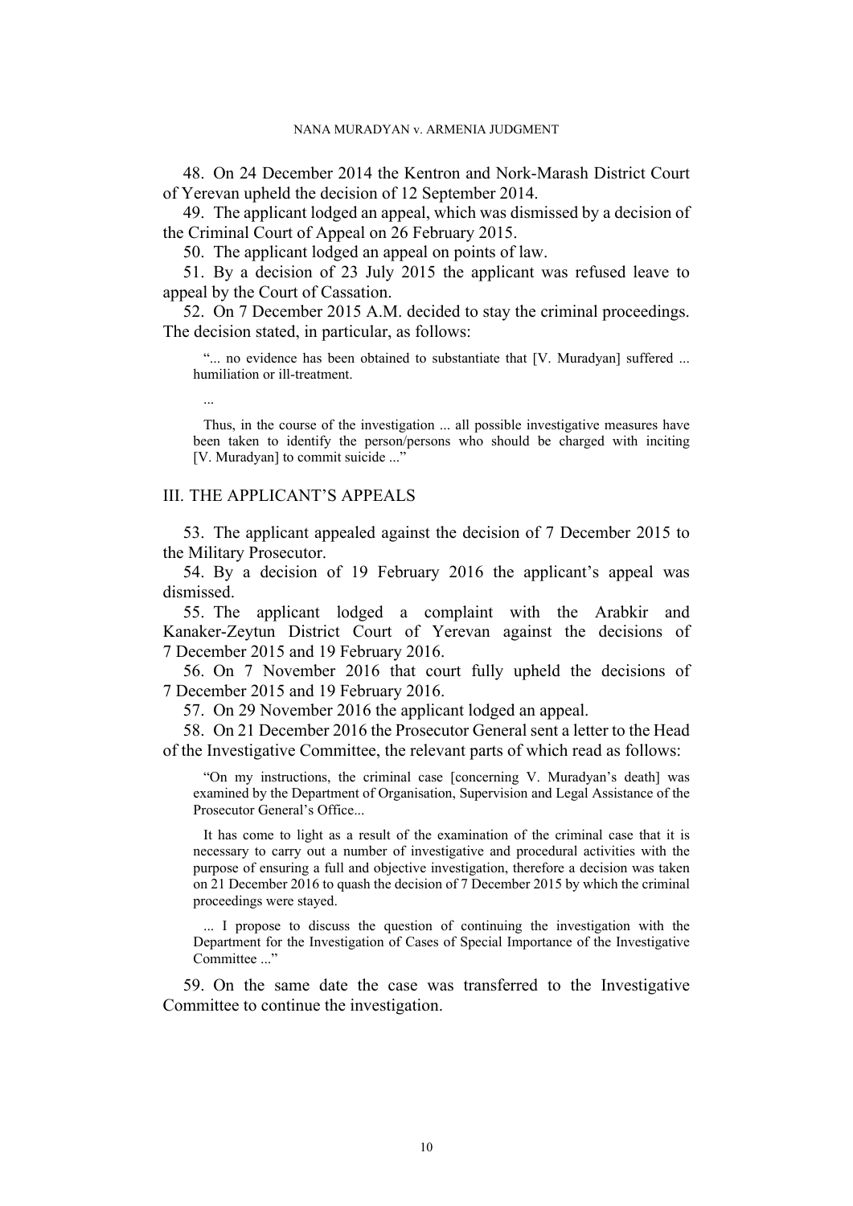48. On 24 December 2014 the Kentron and Nork-Marash District Court of Yerevan upheld the decision of 12 September 2014.

49. The applicant lodged an appeal, which was dismissed by a decision of the Criminal Court of Appeal on 26 February 2015.

50. The applicant lodged an appeal on points of law.

51. By a decision of 23 July 2015 the applicant was refused leave to appeal by the Court of Cassation.

52. On 7 December 2015 A.M. decided to stay the criminal proceedings. The decision stated, in particular, as follows:

> "... no evidence has been obtained to substantiate that [V. Muradyan] suffered ... humiliation or ill-treatment.
>
> ...
>
> Thus, in the course of the investigation ... all possible investigative measures have been taken to identify the person/persons who should be charged with inciting [V. Muradyan] to commit suicide ..."

## III. THE APPLICANT'S APPEALS

53. The applicant appealed against the decision of 7 December 2015 to the Military Prosecutor.

54. By a decision of 19 February 2016 the applicant's appeal was dismissed.

55. The applicant lodged a complaint with the Arabkir and Kanaker-Zeytun District Court of Yerevan against the decisions of 7 December 2015 and 19 February 2016.

56. On 7 November 2016 that court fully upheld the decisions of 7 December 2015 and 19 February 2016.

57. On 29 November 2016 the applicant lodged an appeal.

58. On 21 December 2016 the Prosecutor General sent a letter to the Head of the Investigative Committee, the relevant parts of which read as follows:

> "On my instructions, the criminal case [concerning V. Muradyan's death] was examined by the Department of Organisation, Supervision and Legal Assistance of the Prosecutor General's Office...
>
> It has come to light as a result of the examination of the criminal case that it is necessary to carry out a number of investigative and procedural activities with the purpose of ensuring a full and objective investigation, therefore a decision was taken on 21 December 2016 to quash the decision of 7 December 2015 by which the criminal proceedings were stayed.
>
> ... I propose to discuss the question of continuing the investigation with the Department for the Investigation of Cases of Special Importance of the Investigative Committee ..."

59. On the same date the case was transferred to the Investigative Committee to continue the investigation.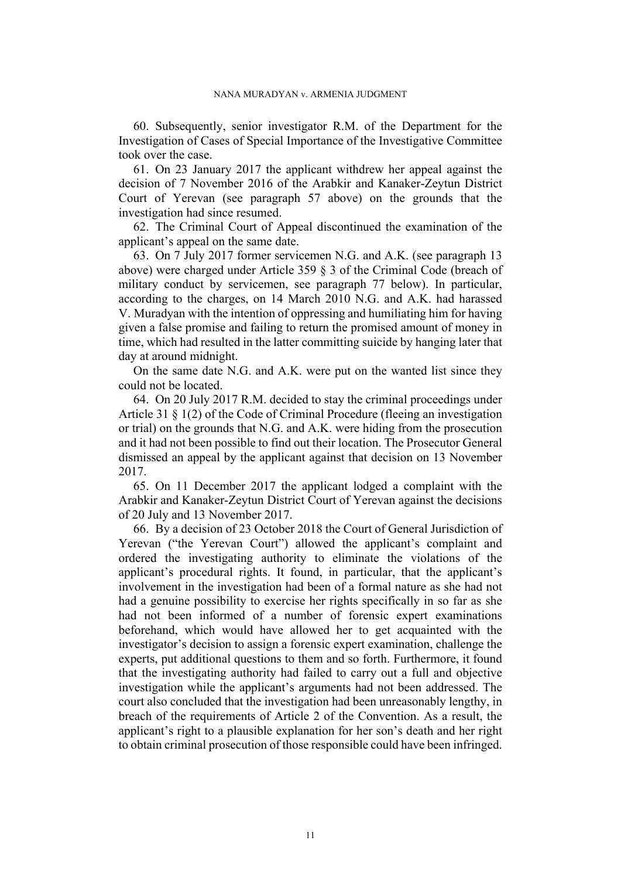60. Subsequently, senior investigator R.M. of the Department for the Investigation of Cases of Special Importance of the Investigative Committee took over the case.

61. On 23 January 2017 the applicant withdrew her appeal against the decision of 7 November 2016 of the Arabkir and Kanaker-Zeytun District Court of Yerevan (see paragraph 57 above) on the grounds that the investigation had since resumed.

62. The Criminal Court of Appeal discontinued the examination of the applicant's appeal on the same date.

63. On 7 July 2017 former servicemen N.G. and A.K. (see paragraph 13 above) were charged under Article 359 § 3 of the Criminal Code (breach of military conduct by servicemen, see paragraph 77 below). In particular, according to the charges, on 14 March 2010 N.G. and A.K. had harassed V. Muradyan with the intention of oppressing and humiliating him for having given a false promise and failing to return the promised amount of money in time, which had resulted in the latter committing suicide by hanging later that day at around midnight.

On the same date N.G. and A.K. were put on the wanted list since they could not be located.

64. On 20 July 2017 R.M. decided to stay the criminal proceedings under Article 31 § 1(2) of the Code of Criminal Procedure (fleeing an investigation or trial) on the grounds that N.G. and A.K. were hiding from the prosecution and it had not been possible to find out their location. The Prosecutor General dismissed an appeal by the applicant against that decision on 13 November 2017.

65. On 11 December 2017 the applicant lodged a complaint with the Arabkir and Kanaker-Zeytun District Court of Yerevan against the decisions of 20 July and 13 November 2017.

66. By a decision of 23 October 2018 the Court of General Jurisdiction of Yerevan ("the Yerevan Court") allowed the applicant's complaint and ordered the investigating authority to eliminate the violations of the applicant's procedural rights. It found, in particular, that the applicant's involvement in the investigation had been of a formal nature as she had not had a genuine possibility to exercise her rights specifically in so far as she had not been informed of a number of forensic expert examinations beforehand, which would have allowed her to get acquainted with the investigator's decision to assign a forensic expert examination, challenge the experts, put additional questions to them and so forth. Furthermore, it found that the investigating authority had failed to carry out a full and objective investigation while the applicant's arguments had not been addressed. The court also concluded that the investigation had been unreasonably lengthy, in breach of the requirements of Article 2 of the Convention. As a result, the applicant's right to a plausible explanation for her son's death and her right to obtain criminal prosecution of those responsible could have been infringed.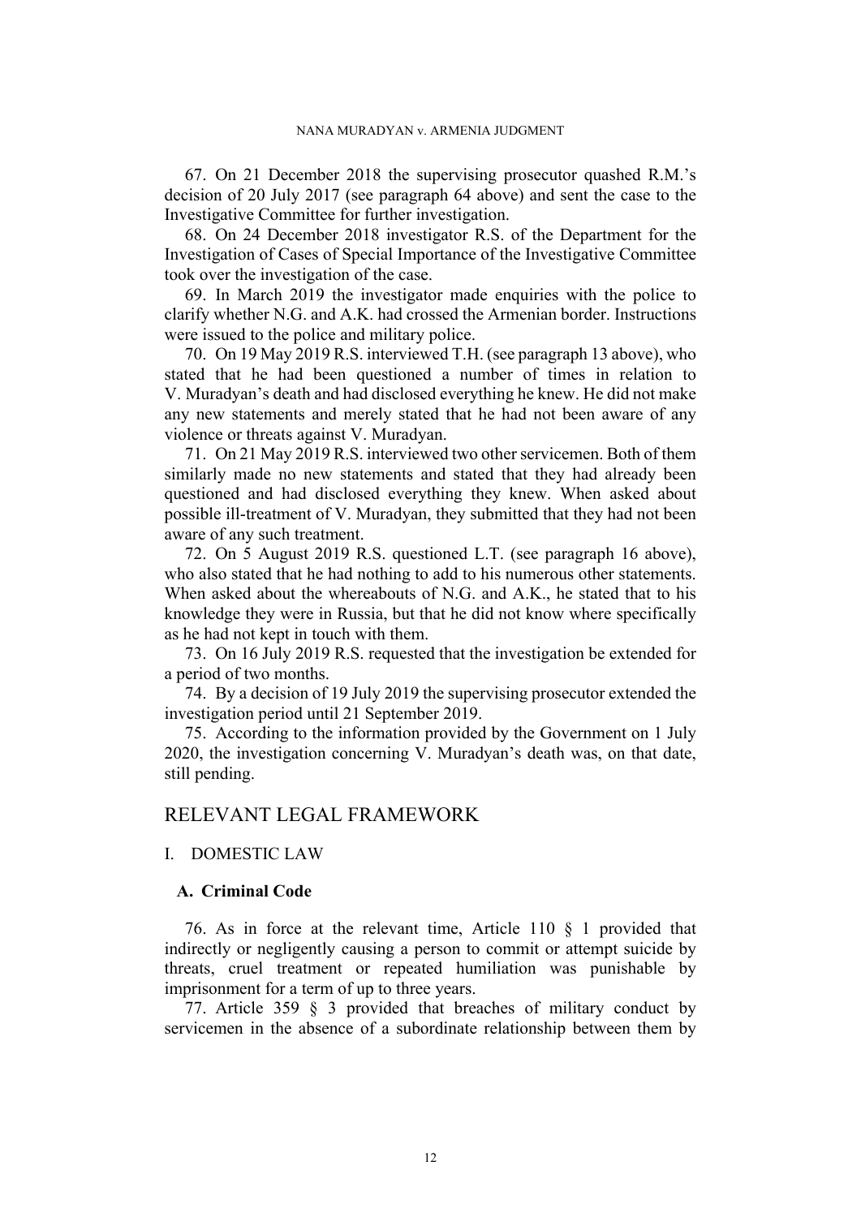67. On 21 December 2018 the supervising prosecutor quashed R.M.'s decision of 20 July 2017 (see paragraph 64 above) and sent the case to the Investigative Committee for further investigation.

68. On 24 December 2018 investigator R.S. of the Department for the Investigation of Cases of Special Importance of the Investigative Committee took over the investigation of the case.

69. In March 2019 the investigator made enquiries with the police to clarify whether N.G. and A.K. had crossed the Armenian border. Instructions were issued to the police and military police.

70. On 19 May 2019 R.S. interviewed T.H. (see paragraph 13 above), who stated that he had been questioned a number of times in relation to V. Muradyan's death and had disclosed everything he knew. He did not make any new statements and merely stated that he had not been aware of any violence or threats against V. Muradyan.

71. On 21 May 2019 R.S. interviewed two other servicemen. Both of them similarly made no new statements and stated that they had already been questioned and had disclosed everything they knew. When asked about possible ill-treatment of V. Muradyan, they submitted that they had not been aware of any such treatment.

72. On 5 August 2019 R.S. questioned L.T. (see paragraph 16 above), who also stated that he had nothing to add to his numerous other statements. When asked about the whereabouts of N.G. and A.K., he stated that to his knowledge they were in Russia, but that he did not know where specifically as he had not kept in touch with them.

73. On 16 July 2019 R.S. requested that the investigation be extended for a period of two months.

74. By a decision of 19 July 2019 the supervising prosecutor extended the investigation period until 21 September 2019.

75. According to the information provided by the Government on 1 July 2020, the investigation concerning V. Muradyan's death was, on that date, still pending.

# RELEVANT LEGAL FRAMEWORK

## I. DOMESTIC LAW

### A. Criminal Code

76. As in force at the relevant time, Article 110 § 1 provided that indirectly or negligently causing a person to commit or attempt suicide by threats, cruel treatment or repeated humiliation was punishable by imprisonment for a term of up to three years.

77. Article 359 § 3 provided that breaches of military conduct by servicemen in the absence of a subordinate relationship between them by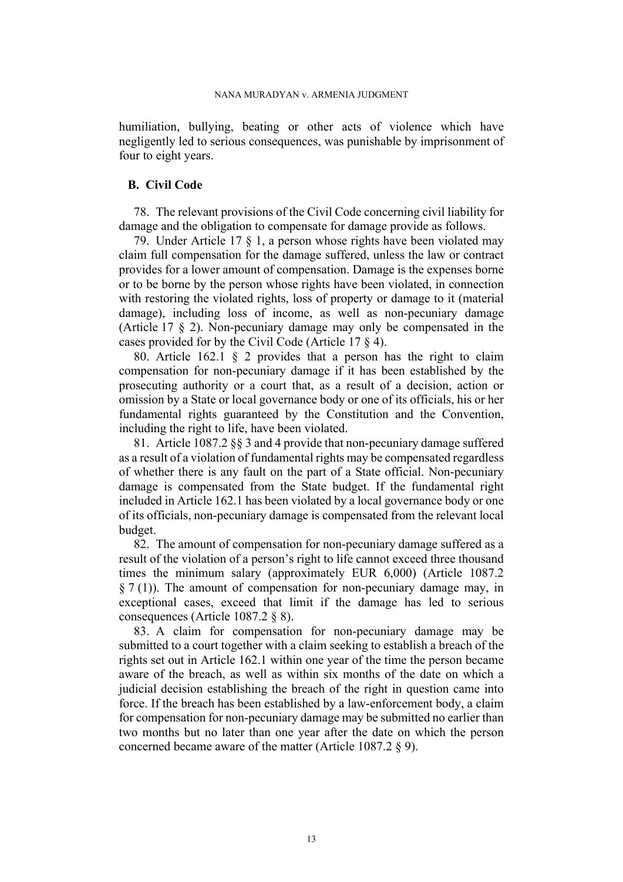humiliation, bullying, beating or other acts of violence which have negligently led to serious consequences, was punishable by imprisonment of four to eight years.

### B. Civil Code

78. The relevant provisions of the Civil Code concerning civil liability for damage and the obligation to compensate for damage provide as follows.

79. Under Article 17 § 1, a person whose rights have been violated may claim full compensation for the damage suffered, unless the law or contract provides for a lower amount of compensation. Damage is the expenses borne or to be borne by the person whose rights have been violated, in connection with restoring the violated rights, loss of property or damage to it (material damage), including loss of income, as well as non-pecuniary damage (Article 17 § 2). Non-pecuniary damage may only be compensated in the cases provided for by the Civil Code (Article 17 § 4).

80. Article 162.1 § 2 provides that a person has the right to claim compensation for non-pecuniary damage if it has been established by the prosecuting authority or a court that, as a result of a decision, action or omission by a State or local governance body or one of its officials, his or her fundamental rights guaranteed by the Constitution and the Convention, including the right to life, have been violated.

81. Article 1087.2 §§ 3 and 4 provide that non-pecuniary damage suffered as a result of a violation of fundamental rights may be compensated regardless of whether there is any fault on the part of a State official. Non-pecuniary damage is compensated from the State budget. If the fundamental right included in Article 162.1 has been violated by a local governance body or one of its officials, non-pecuniary damage is compensated from the relevant local budget.

82. The amount of compensation for non-pecuniary damage suffered as a result of the violation of a person's right to life cannot exceed three thousand times the minimum salary (approximately EUR 6,000) (Article 1087.2 § 7 (1)). The amount of compensation for non-pecuniary damage may, in exceptional cases, exceed that limit if the damage has led to serious consequences (Article 1087.2 § 8).

83. A claim for compensation for non-pecuniary damage may be submitted to a court together with a claim seeking to establish a breach of the rights set out in Article 162.1 within one year of the time the person became aware of the breach, as well as within six months of the date on which a judicial decision establishing the breach of the right in question came into force. If the breach has been established by a law-enforcement body, a claim for compensation for non-pecuniary damage may be submitted no earlier than two months but no later than one year after the date on which the person concerned became aware of the matter (Article 1087.2 § 9).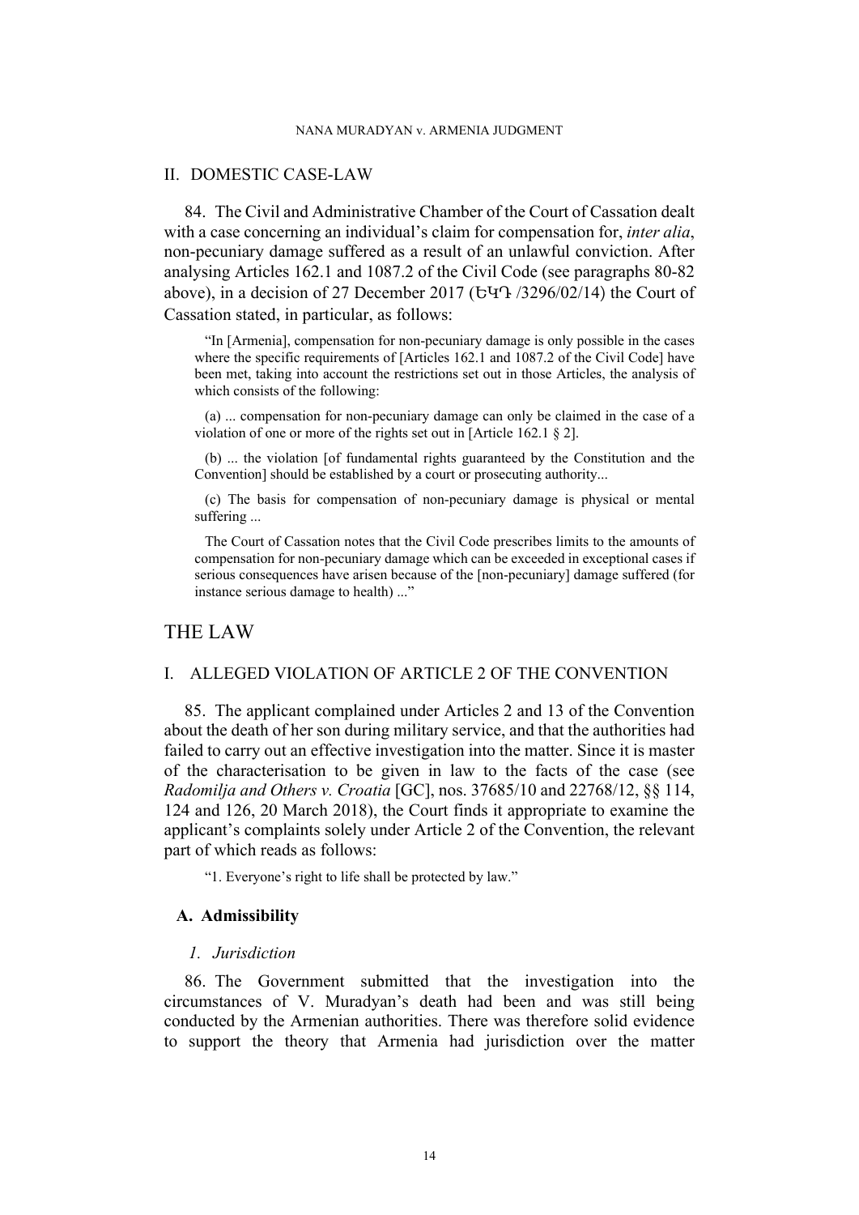## II. DOMESTIC CASE-LAW

84. The Civil and Administrative Chamber of the Court of Cassation dealt with a case concerning an individual's claim for compensation for, *inter alia*, non-pecuniary damage suffered as a result of an unlawful conviction. After analysing Articles 162.1 and 1087.2 of the Civil Code (see paragraphs 80-82 above), in a decision of 27 December 2017 (ԵԿԴ /3296/02/14) the Court of Cassation stated, in particular, as follows:

> "In [Armenia], compensation for non-pecuniary damage is only possible in the cases where the specific requirements of [Articles 162.1 and 1087.2 of the Civil Code] have been met, taking into account the restrictions set out in those Articles, the analysis of which consists of the following:
>
> (a) ... compensation for non-pecuniary damage can only be claimed in the case of a violation of one or more of the rights set out in [Article 162.1 § 2].
>
> (b) ... the violation [of fundamental rights guaranteed by the Constitution and the Convention] should be established by a court or prosecuting authority...
>
> (c) The basis for compensation of non-pecuniary damage is physical or mental suffering ...
>
> The Court of Cassation notes that the Civil Code prescribes limits to the amounts of compensation for non-pecuniary damage which can be exceeded in exceptional cases if serious consequences have arisen because of the [non-pecuniary] damage suffered (for instance serious damage to health) ..."

# THE LAW

## I. ALLEGED VIOLATION OF ARTICLE 2 OF THE CONVENTION

85. The applicant complained under Articles 2 and 13 of the Convention about the death of her son during military service, and that the authorities had failed to carry out an effective investigation into the matter. Since it is master of the characterisation to be given in law to the facts of the case (see *Radomilja and Others v. Croatia* [GC], nos. 37685/10 and 22768/12, §§ 114, 124 and 126, 20 March 2018), the Court finds it appropriate to examine the applicant's complaints solely under Article 2 of the Convention, the relevant part of which reads as follows:

> "1. Everyone's right to life shall be protected by law."

### A. Admissibility

#### *1. Jurisdiction*

86. The Government submitted that the investigation into the circumstances of V. Muradyan's death had been and was still being conducted by the Armenian authorities. There was therefore solid evidence to support the theory that Armenia had jurisdiction over the matter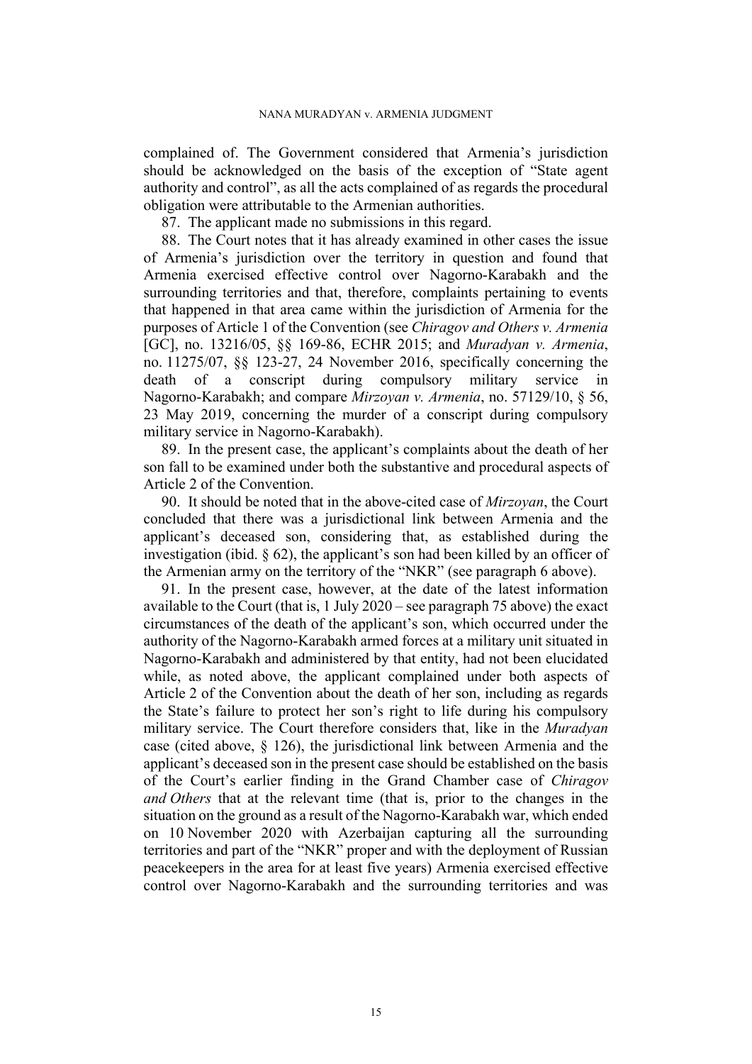complained of. The Government considered that Armenia's jurisdiction should be acknowledged on the basis of the exception of "State agent authority and control", as all the acts complained of as regards the procedural obligation were attributable to the Armenian authorities.

87. The applicant made no submissions in this regard.

88. The Court notes that it has already examined in other cases the issue of Armenia's jurisdiction over the territory in question and found that Armenia exercised effective control over Nagorno-Karabakh and the surrounding territories and that, therefore, complaints pertaining to events that happened in that area came within the jurisdiction of Armenia for the purposes of Article 1 of the Convention (see *Chiragov and Others v. Armenia* [GC], no. 13216/05, §§ 169-86, ECHR 2015; and *Muradyan v. Armenia*, no. 11275/07, §§ 123-27, 24 November 2016, specifically concerning the death of a conscript during compulsory military service in Nagorno-Karabakh; and compare *Mirzoyan v. Armenia*, no. 57129/10, § 56, 23 May 2019, concerning the murder of a conscript during compulsory military service in Nagorno-Karabakh).

89. In the present case, the applicant's complaints about the death of her son fall to be examined under both the substantive and procedural aspects of Article 2 of the Convention.

90. It should be noted that in the above-cited case of *Mirzoyan*, the Court concluded that there was a jurisdictional link between Armenia and the applicant's deceased son, considering that, as established during the investigation (ibid. § 62), the applicant's son had been killed by an officer of the Armenian army on the territory of the "NKR" (see paragraph 6 above).

91. In the present case, however, at the date of the latest information available to the Court (that is, 1 July 2020 – see paragraph 75 above) the exact circumstances of the death of the applicant's son, which occurred under the authority of the Nagorno-Karabakh armed forces at a military unit situated in Nagorno-Karabakh and administered by that entity, had not been elucidated while, as noted above, the applicant complained under both aspects of Article 2 of the Convention about the death of her son, including as regards the State's failure to protect her son's right to life during his compulsory military service. The Court therefore considers that, like in the *Muradyan* case (cited above, § 126), the jurisdictional link between Armenia and the applicant's deceased son in the present case should be established on the basis of the Court's earlier finding in the Grand Chamber case of *Chiragov and Others* that at the relevant time (that is, prior to the changes in the situation on the ground as a result of the Nagorno-Karabakh war, which ended on 10 November 2020 with Azerbaijan capturing all the surrounding territories and part of the "NKR" proper and with the deployment of Russian peacekeepers in the area for at least five years) Armenia exercised effective control over Nagorno-Karabakh and the surrounding territories and was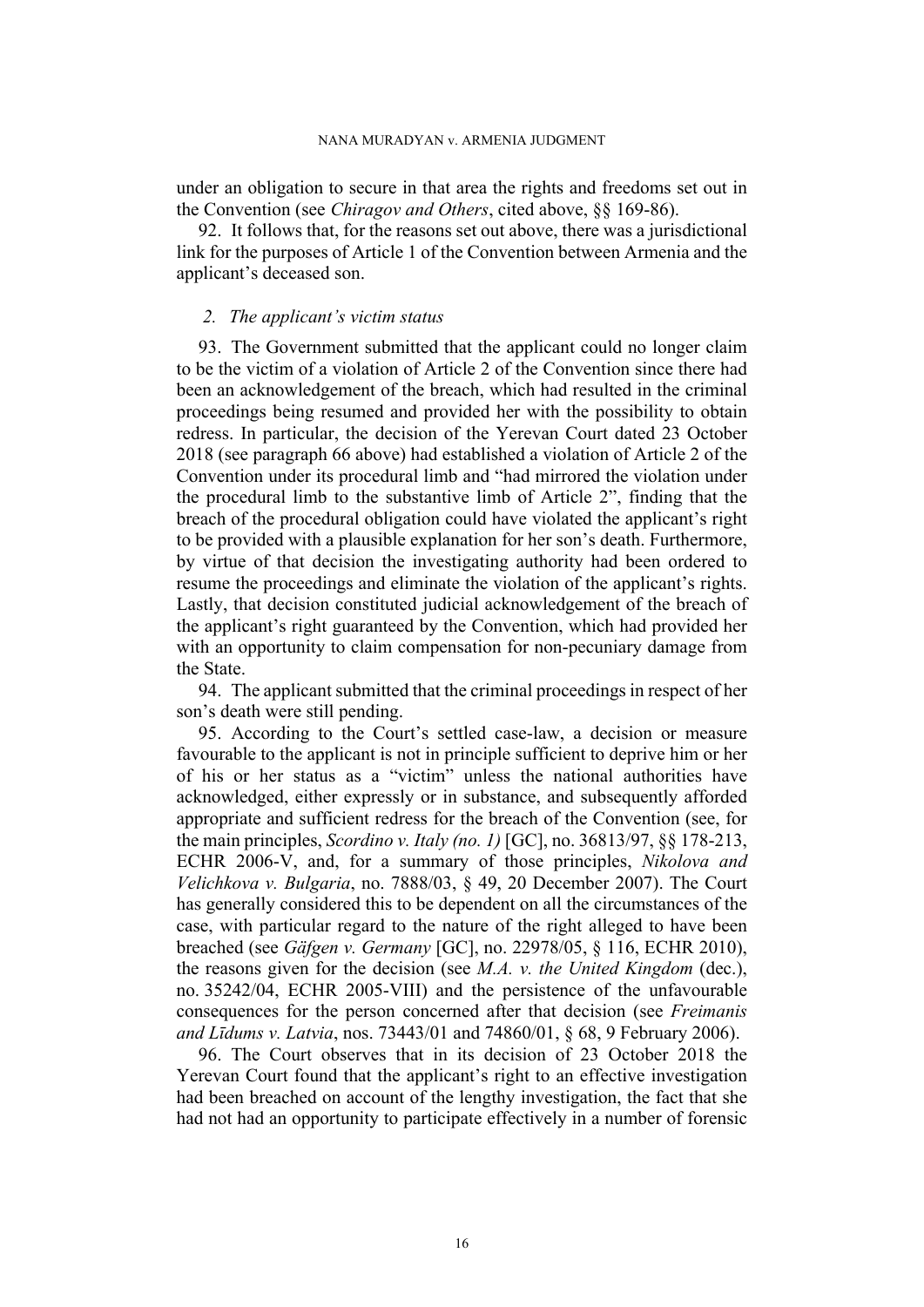under an obligation to secure in that area the rights and freedoms set out in the Convention (see *Chiragov and Others*, cited above, §§ 169-86).

92. It follows that, for the reasons set out above, there was a jurisdictional link for the purposes of Article 1 of the Convention between Armenia and the applicant's deceased son.

### *2. The applicant's victim status*

93. The Government submitted that the applicant could no longer claim to be the victim of a violation of Article 2 of the Convention since there had been an acknowledgement of the breach, which had resulted in the criminal proceedings being resumed and provided her with the possibility to obtain redress. In particular, the decision of the Yerevan Court dated 23 October 2018 (see paragraph 66 above) had established a violation of Article 2 of the Convention under its procedural limb and "had mirrored the violation under the procedural limb to the substantive limb of Article 2", finding that the breach of the procedural obligation could have violated the applicant's right to be provided with a plausible explanation for her son's death. Furthermore, by virtue of that decision the investigating authority had been ordered to resume the proceedings and eliminate the violation of the applicant's rights. Lastly, that decision constituted judicial acknowledgement of the breach of the applicant's right guaranteed by the Convention, which had provided her with an opportunity to claim compensation for non-pecuniary damage from the State.

94. The applicant submitted that the criminal proceedings in respect of her son's death were still pending.

95. According to the Court's settled case-law, a decision or measure favourable to the applicant is not in principle sufficient to deprive him or her of his or her status as a "victim" unless the national authorities have acknowledged, either expressly or in substance, and subsequently afforded appropriate and sufficient redress for the breach of the Convention (see, for the main principles, *Scordino v. Italy (no. 1)* [GC], no. 36813/97, §§ 178-213, ECHR 2006-V, and, for a summary of those principles, *Nikolova and Velichkova v. Bulgaria*, no. 7888/03, § 49, 20 December 2007). The Court has generally considered this to be dependent on all the circumstances of the case, with particular regard to the nature of the right alleged to have been breached (see *Gäfgen v. Germany* [GC], no. 22978/05, § 116, ECHR 2010), the reasons given for the decision (see *M.A. v. the United Kingdom* (dec.), no. 35242/04, ECHR 2005-VIII) and the persistence of the unfavourable consequences for the person concerned after that decision (see *Freimanis and Līdums v. Latvia*, nos. 73443/01 and 74860/01, § 68, 9 February 2006).

96. The Court observes that in its decision of 23 October 2018 the Yerevan Court found that the applicant's right to an effective investigation had been breached on account of the lengthy investigation, the fact that she had not had an opportunity to participate effectively in a number of forensic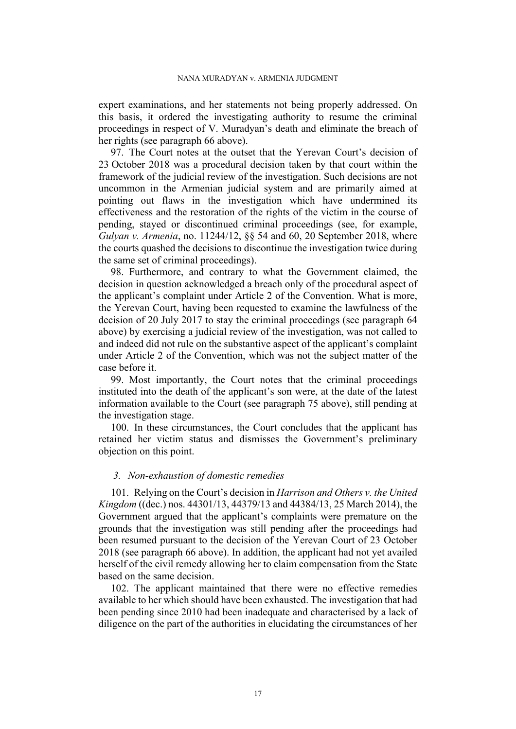expert examinations, and her statements not being properly addressed. On this basis, it ordered the investigating authority to resume the criminal proceedings in respect of V. Muradyan's death and eliminate the breach of her rights (see paragraph 66 above).

97. The Court notes at the outset that the Yerevan Court's decision of 23 October 2018 was a procedural decision taken by that court within the framework of the judicial review of the investigation. Such decisions are not uncommon in the Armenian judicial system and are primarily aimed at pointing out flaws in the investigation which have undermined its effectiveness and the restoration of the rights of the victim in the course of pending, stayed or discontinued criminal proceedings (see, for example, *Gulyan v. Armenia*, no. 11244/12, §§ 54 and 60, 20 September 2018, where the courts quashed the decisions to discontinue the investigation twice during the same set of criminal proceedings).

98. Furthermore, and contrary to what the Government claimed, the decision in question acknowledged a breach only of the procedural aspect of the applicant's complaint under Article 2 of the Convention. What is more, the Yerevan Court, having been requested to examine the lawfulness of the decision of 20 July 2017 to stay the criminal proceedings (see paragraph 64 above) by exercising a judicial review of the investigation, was not called to and indeed did not rule on the substantive aspect of the applicant's complaint under Article 2 of the Convention, which was not the subject matter of the case before it.

99. Most importantly, the Court notes that the criminal proceedings instituted into the death of the applicant's son were, at the date of the latest information available to the Court (see paragraph 75 above), still pending at the investigation stage.

100. In these circumstances, the Court concludes that the applicant has retained her victim status and dismisses the Government's preliminary objection on this point.

### *3. Non-exhaustion of domestic remedies*

101. Relying on the Court's decision in *Harrison and Others v. the United Kingdom* ((dec.) nos. 44301/13, 44379/13 and 44384/13, 25 March 2014), the Government argued that the applicant's complaints were premature on the grounds that the investigation was still pending after the proceedings had been resumed pursuant to the decision of the Yerevan Court of 23 October 2018 (see paragraph 66 above). In addition, the applicant had not yet availed herself of the civil remedy allowing her to claim compensation from the State based on the same decision.

102. The applicant maintained that there were no effective remedies available to her which should have been exhausted. The investigation that had been pending since 2010 had been inadequate and characterised by a lack of diligence on the part of the authorities in elucidating the circumstances of her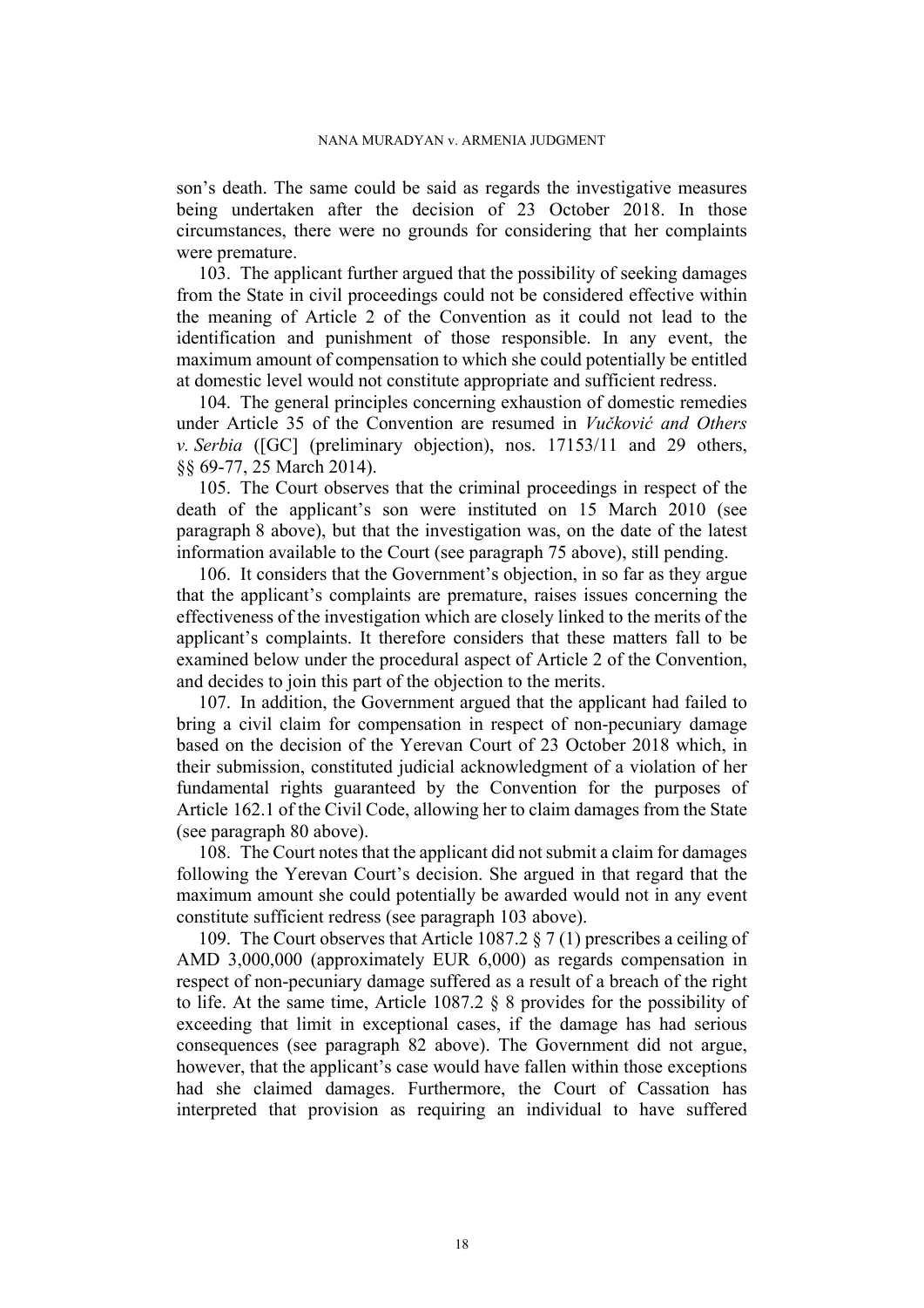son's death. The same could be said as regards the investigative measures being undertaken after the decision of 23 October 2018. In those circumstances, there were no grounds for considering that her complaints were premature.

103. The applicant further argued that the possibility of seeking damages from the State in civil proceedings could not be considered effective within the meaning of Article 2 of the Convention as it could not lead to the identification and punishment of those responsible. In any event, the maximum amount of compensation to which she could potentially be entitled at domestic level would not constitute appropriate and sufficient redress.

104. The general principles concerning exhaustion of domestic remedies under Article 35 of the Convention are resumed in *Vučković and Others v. Serbia* ([GC] (preliminary objection), nos. 17153/11 and 29 others, §§ 69-77, 25 March 2014).

105. The Court observes that the criminal proceedings in respect of the death of the applicant's son were instituted on 15 March 2010 (see paragraph 8 above), but that the investigation was, on the date of the latest information available to the Court (see paragraph 75 above), still pending.

106. It considers that the Government's objection, in so far as they argue that the applicant's complaints are premature, raises issues concerning the effectiveness of the investigation which are closely linked to the merits of the applicant's complaints. It therefore considers that these matters fall to be examined below under the procedural aspect of Article 2 of the Convention, and decides to join this part of the objection to the merits.

107. In addition, the Government argued that the applicant had failed to bring a civil claim for compensation in respect of non-pecuniary damage based on the decision of the Yerevan Court of 23 October 2018 which, in their submission, constituted judicial acknowledgment of a violation of her fundamental rights guaranteed by the Convention for the purposes of Article 162.1 of the Civil Code, allowing her to claim damages from the State (see paragraph 80 above).

108. The Court notes that the applicant did not submit a claim for damages following the Yerevan Court's decision. She argued in that regard that the maximum amount she could potentially be awarded would not in any event constitute sufficient redress (see paragraph 103 above).

109. The Court observes that Article 1087.2 § 7 (1) prescribes a ceiling of AMD 3,000,000 (approximately EUR 6,000) as regards compensation in respect of non-pecuniary damage suffered as a result of a breach of the right to life. At the same time, Article 1087.2 § 8 provides for the possibility of exceeding that limit in exceptional cases, if the damage has had serious consequences (see paragraph 82 above). The Government did not argue, however, that the applicant's case would have fallen within those exceptions had she claimed damages. Furthermore, the Court of Cassation has interpreted that provision as requiring an individual to have suffered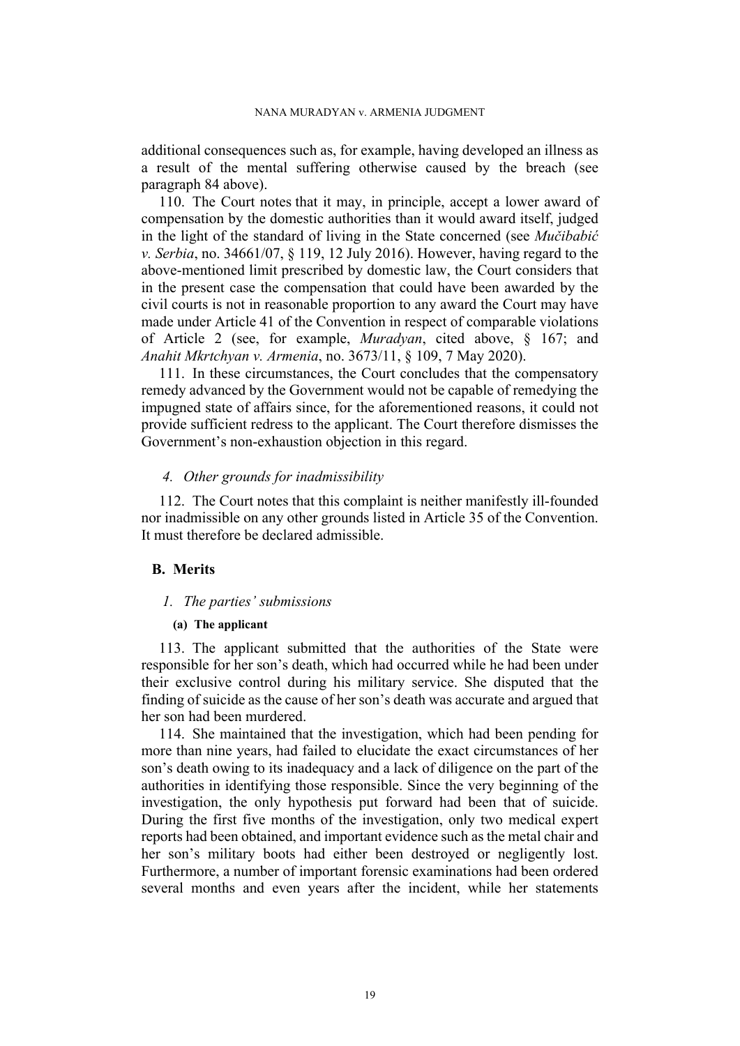additional consequences such as, for example, having developed an illness as a result of the mental suffering otherwise caused by the breach (see paragraph 84 above).

110. The Court notes that it may, in principle, accept a lower award of compensation by the domestic authorities than it would award itself, judged in the light of the standard of living in the State concerned (see *Mučibabić v. Serbia*, no. 34661/07, § 119, 12 July 2016). However, having regard to the above-mentioned limit prescribed by domestic law, the Court considers that in the present case the compensation that could have been awarded by the civil courts is not in reasonable proportion to any award the Court may have made under Article 41 of the Convention in respect of comparable violations of Article 2 (see, for example, *Muradyan*, cited above, § 167; and *Anahit Mkrtchyan v. Armenia*, no. 3673/11, § 109, 7 May 2020).

111. In these circumstances, the Court concludes that the compensatory remedy advanced by the Government would not be capable of remedying the impugned state of affairs since, for the aforementioned reasons, it could not provide sufficient redress to the applicant. The Court therefore dismisses the Government's non-exhaustion objection in this regard.

#### *4. Other grounds for inadmissibility*

112. The Court notes that this complaint is neither manifestly ill-founded nor inadmissible on any other grounds listed in Article 35 of the Convention. It must therefore be declared admissible.

### **B. Merits**

#### *1. The parties' submissions*

##### **(a) The applicant**

113. The applicant submitted that the authorities of the State were responsible for her son's death, which had occurred while he had been under their exclusive control during his military service. She disputed that the finding of suicide as the cause of her son's death was accurate and argued that her son had been murdered.

114. She maintained that the investigation, which had been pending for more than nine years, had failed to elucidate the exact circumstances of her son's death owing to its inadequacy and a lack of diligence on the part of the authorities in identifying those responsible. Since the very beginning of the investigation, the only hypothesis put forward had been that of suicide. During the first five months of the investigation, only two medical expert reports had been obtained, and important evidence such as the metal chair and her son's military boots had either been destroyed or negligently lost. Furthermore, a number of important forensic examinations had been ordered several months and even years after the incident, while her statements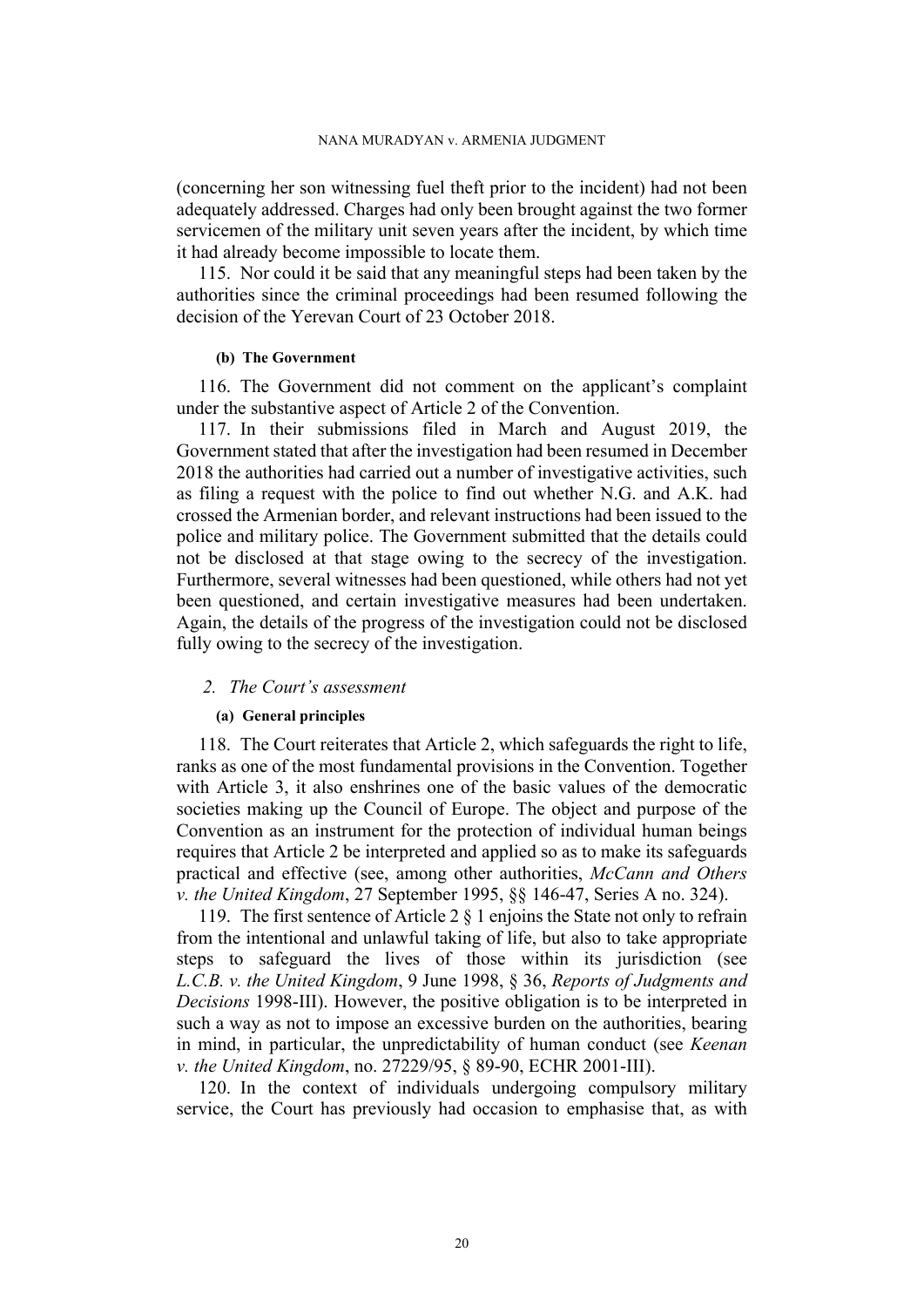(concerning her son witnessing fuel theft prior to the incident) had not been adequately addressed. Charges had only been brought against the two former servicemen of the military unit seven years after the incident, by which time it had already become impossible to locate them.

115. Nor could it be said that any meaningful steps had been taken by the authorities since the criminal proceedings had been resumed following the decision of the Yerevan Court of 23 October 2018.

#### (b) The Government

116. The Government did not comment on the applicant's complaint under the substantive aspect of Article 2 of the Convention.

117. In their submissions filed in March and August 2019, the Government stated that after the investigation had been resumed in December 2018 the authorities had carried out a number of investigative activities, such as filing a request with the police to find out whether N.G. and A.K. had crossed the Armenian border, and relevant instructions had been issued to the police and military police. The Government submitted that the details could not be disclosed at that stage owing to the secrecy of the investigation. Furthermore, several witnesses had been questioned, while others had not yet been questioned, and certain investigative measures had been undertaken. Again, the details of the progress of the investigation could not be disclosed fully owing to the secrecy of the investigation.

### 2. *The Court's assessment*

#### (a) General principles

118. The Court reiterates that Article 2, which safeguards the right to life, ranks as one of the most fundamental provisions in the Convention. Together with Article 3, it also enshrines one of the basic values of the democratic societies making up the Council of Europe. The object and purpose of the Convention as an instrument for the protection of individual human beings requires that Article 2 be interpreted and applied so as to make its safeguards practical and effective (see, among other authorities, *McCann and Others v. the United Kingdom*, 27 September 1995, §§ 146-47, Series A no. 324).

119. The first sentence of Article 2 § 1 enjoins the State not only to refrain from the intentional and unlawful taking of life, but also to take appropriate steps to safeguard the lives of those within its jurisdiction (see *L.C.B. v. the United Kingdom*, 9 June 1998, § 36, *Reports of Judgments and Decisions* 1998-III). However, the positive obligation is to be interpreted in such a way as not to impose an excessive burden on the authorities, bearing in mind, in particular, the unpredictability of human conduct (see *Keenan v. the United Kingdom*, no. 27229/95, § 89-90, ECHR 2001-III).

120. In the context of individuals undergoing compulsory military service, the Court has previously had occasion to emphasise that, as with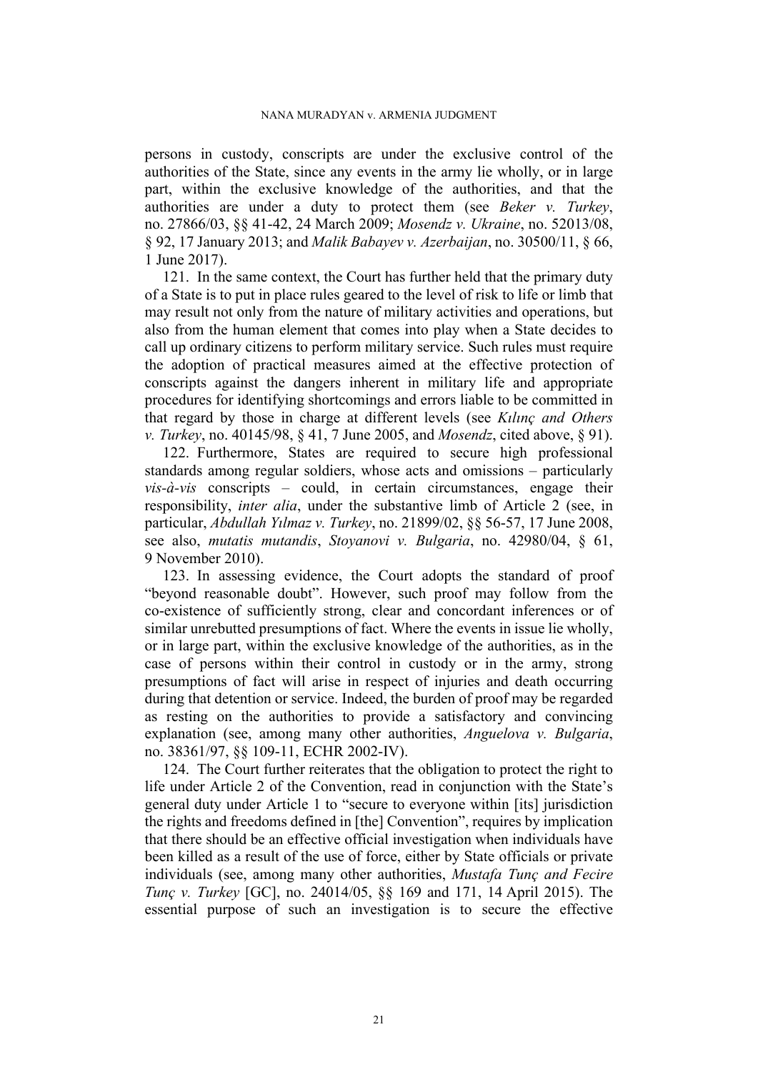persons in custody, conscripts are under the exclusive control of the authorities of the State, since any events in the army lie wholly, or in large part, within the exclusive knowledge of the authorities, and that the authorities are under a duty to protect them (see *Beker v. Turkey*, no. 27866/03, §§ 41-42, 24 March 2009; *Mosendz v. Ukraine*, no. 52013/08, § 92, 17 January 2013; and *Malik Babayev v. Azerbaijan*, no. 30500/11, § 66, 1 June 2017).

121. In the same context, the Court has further held that the primary duty of a State is to put in place rules geared to the level of risk to life or limb that may result not only from the nature of military activities and operations, but also from the human element that comes into play when a State decides to call up ordinary citizens to perform military service. Such rules must require the adoption of practical measures aimed at the effective protection of conscripts against the dangers inherent in military life and appropriate procedures for identifying shortcomings and errors liable to be committed in that regard by those in charge at different levels (see *Kılınç and Others v. Turkey*, no. 40145/98, § 41, 7 June 2005, and *Mosendz*, cited above, § 91).

122. Furthermore, States are required to secure high professional standards among regular soldiers, whose acts and omissions – particularly *vis-à-vis* conscripts – could, in certain circumstances, engage their responsibility, *inter alia*, under the substantive limb of Article 2 (see, in particular, *Abdullah Yılmaz v. Turkey*, no. 21899/02, §§ 56-57, 17 June 2008, see also, *mutatis mutandis*, *Stoyanovi v. Bulgaria*, no. 42980/04, § 61, 9 November 2010).

123. In assessing evidence, the Court adopts the standard of proof "beyond reasonable doubt". However, such proof may follow from the co-existence of sufficiently strong, clear and concordant inferences or of similar unrebutted presumptions of fact. Where the events in issue lie wholly, or in large part, within the exclusive knowledge of the authorities, as in the case of persons within their control in custody or in the army, strong presumptions of fact will arise in respect of injuries and death occurring during that detention or service. Indeed, the burden of proof may be regarded as resting on the authorities to provide a satisfactory and convincing explanation (see, among many other authorities, *Anguelova v. Bulgaria*, no. 38361/97, §§ 109-11, ECHR 2002-IV).

124. The Court further reiterates that the obligation to protect the right to life under Article 2 of the Convention, read in conjunction with the State's general duty under Article 1 to "secure to everyone within [its] jurisdiction the rights and freedoms defined in [the] Convention", requires by implication that there should be an effective official investigation when individuals have been killed as a result of the use of force, either by State officials or private individuals (see, among many other authorities, *Mustafa Tunç and Fecire Tunç v. Turkey* [GC], no. 24014/05, §§ 169 and 171, 14 April 2015). The essential purpose of such an investigation is to secure the effective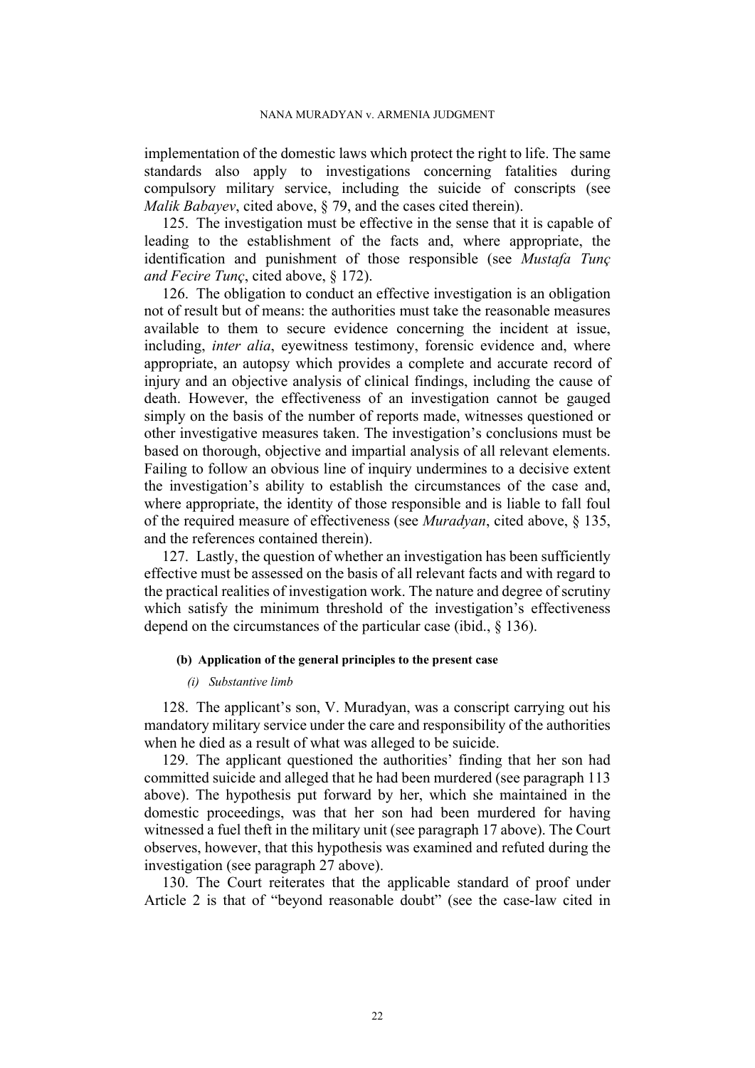implementation of the domestic laws which protect the right to life. The same standards also apply to investigations concerning fatalities during compulsory military service, including the suicide of conscripts (see *Malik Babayev*, cited above, § 79, and the cases cited therein).

125. The investigation must be effective in the sense that it is capable of leading to the establishment of the facts and, where appropriate, the identification and punishment of those responsible (see *Mustafa Tunç and Fecire Tunç*, cited above, § 172).

126. The obligation to conduct an effective investigation is an obligation not of result but of means: the authorities must take the reasonable measures available to them to secure evidence concerning the incident at issue, including, *inter alia*, eyewitness testimony, forensic evidence and, where appropriate, an autopsy which provides a complete and accurate record of injury and an objective analysis of clinical findings, including the cause of death. However, the effectiveness of an investigation cannot be gauged simply on the basis of the number of reports made, witnesses questioned or other investigative measures taken. The investigation's conclusions must be based on thorough, objective and impartial analysis of all relevant elements. Failing to follow an obvious line of inquiry undermines to a decisive extent the investigation's ability to establish the circumstances of the case and, where appropriate, the identity of those responsible and is liable to fall foul of the required measure of effectiveness (see *Muradyan*, cited above, § 135, and the references contained therein).

127. Lastly, the question of whether an investigation has been sufficiently effective must be assessed on the basis of all relevant facts and with regard to the practical realities of investigation work. The nature and degree of scrutiny which satisfy the minimum threshold of the investigation's effectiveness depend on the circumstances of the particular case (ibid., § 136).

#### (b) Application of the general principles to the present case

##### *(i) Substantive limb*

128. The applicant's son, V. Muradyan, was a conscript carrying out his mandatory military service under the care and responsibility of the authorities when he died as a result of what was alleged to be suicide.

129. The applicant questioned the authorities' finding that her son had committed suicide and alleged that he had been murdered (see paragraph 113 above). The hypothesis put forward by her, which she maintained in the domestic proceedings, was that her son had been murdered for having witnessed a fuel theft in the military unit (see paragraph 17 above). The Court observes, however, that this hypothesis was examined and refuted during the investigation (see paragraph 27 above).

130. The Court reiterates that the applicable standard of proof under Article 2 is that of "beyond reasonable doubt" (see the case-law cited in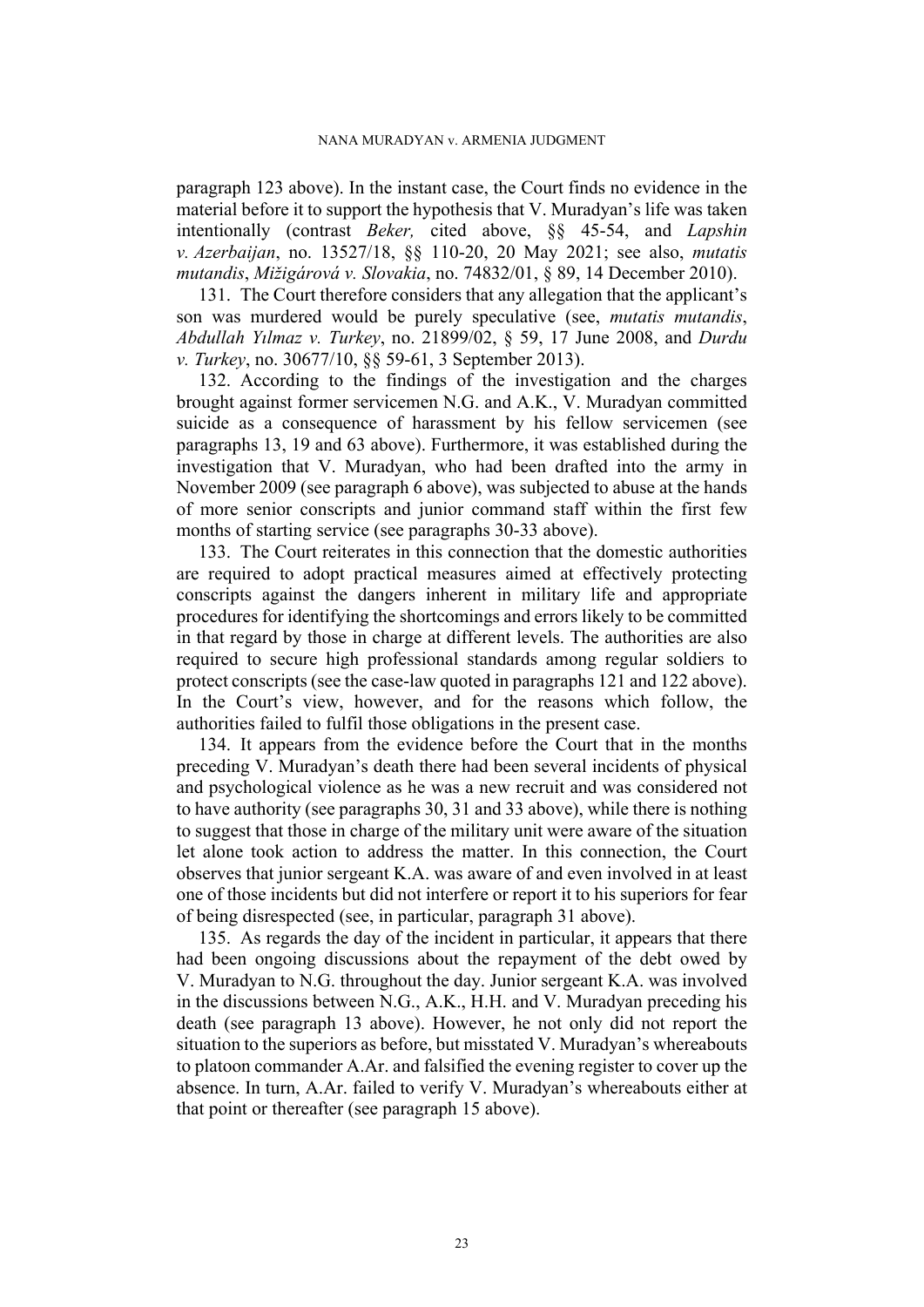paragraph 123 above). In the instant case, the Court finds no evidence in the material before it to support the hypothesis that V. Muradyan's life was taken intentionally (contrast *Beker,* cited above, §§ 45-54, and *Lapshin v. Azerbaijan*, no. 13527/18, §§ 110-20, 20 May 2021; see also, *mutatis mutandis*, *Mižigárová v. Slovakia*, no. 74832/01, § 89, 14 December 2010).

131. The Court therefore considers that any allegation that the applicant's son was murdered would be purely speculative (see, *mutatis mutandis*, *Abdullah Yılmaz v. Turkey*, no. 21899/02, § 59, 17 June 2008, and *Durdu v. Turkey*, no. 30677/10, §§ 59-61, 3 September 2013).

132. According to the findings of the investigation and the charges brought against former servicemen N.G. and A.K., V. Muradyan committed suicide as a consequence of harassment by his fellow servicemen (see paragraphs 13, 19 and 63 above). Furthermore, it was established during the investigation that V. Muradyan, who had been drafted into the army in November 2009 (see paragraph 6 above), was subjected to abuse at the hands of more senior conscripts and junior command staff within the first few months of starting service (see paragraphs 30-33 above).

133. The Court reiterates in this connection that the domestic authorities are required to adopt practical measures aimed at effectively protecting conscripts against the dangers inherent in military life and appropriate procedures for identifying the shortcomings and errors likely to be committed in that regard by those in charge at different levels. The authorities are also required to secure high professional standards among regular soldiers to protect conscripts (see the case-law quoted in paragraphs 121 and 122 above). In the Court's view, however, and for the reasons which follow, the authorities failed to fulfil those obligations in the present case.

134. It appears from the evidence before the Court that in the months preceding V. Muradyan's death there had been several incidents of physical and psychological violence as he was a new recruit and was considered not to have authority (see paragraphs 30, 31 and 33 above), while there is nothing to suggest that those in charge of the military unit were aware of the situation let alone took action to address the matter. In this connection, the Court observes that junior sergeant K.A. was aware of and even involved in at least one of those incidents but did not interfere or report it to his superiors for fear of being disrespected (see, in particular, paragraph 31 above).

135. As regards the day of the incident in particular, it appears that there had been ongoing discussions about the repayment of the debt owed by V. Muradyan to N.G. throughout the day. Junior sergeant K.A. was involved in the discussions between N.G., A.K., H.H. and V. Muradyan preceding his death (see paragraph 13 above). However, he not only did not report the situation to the superiors as before, but misstated V. Muradyan's whereabouts to platoon commander A.Ar. and falsified the evening register to cover up the absence. In turn, A.Ar. failed to verify V. Muradyan's whereabouts either at that point or thereafter (see paragraph 15 above).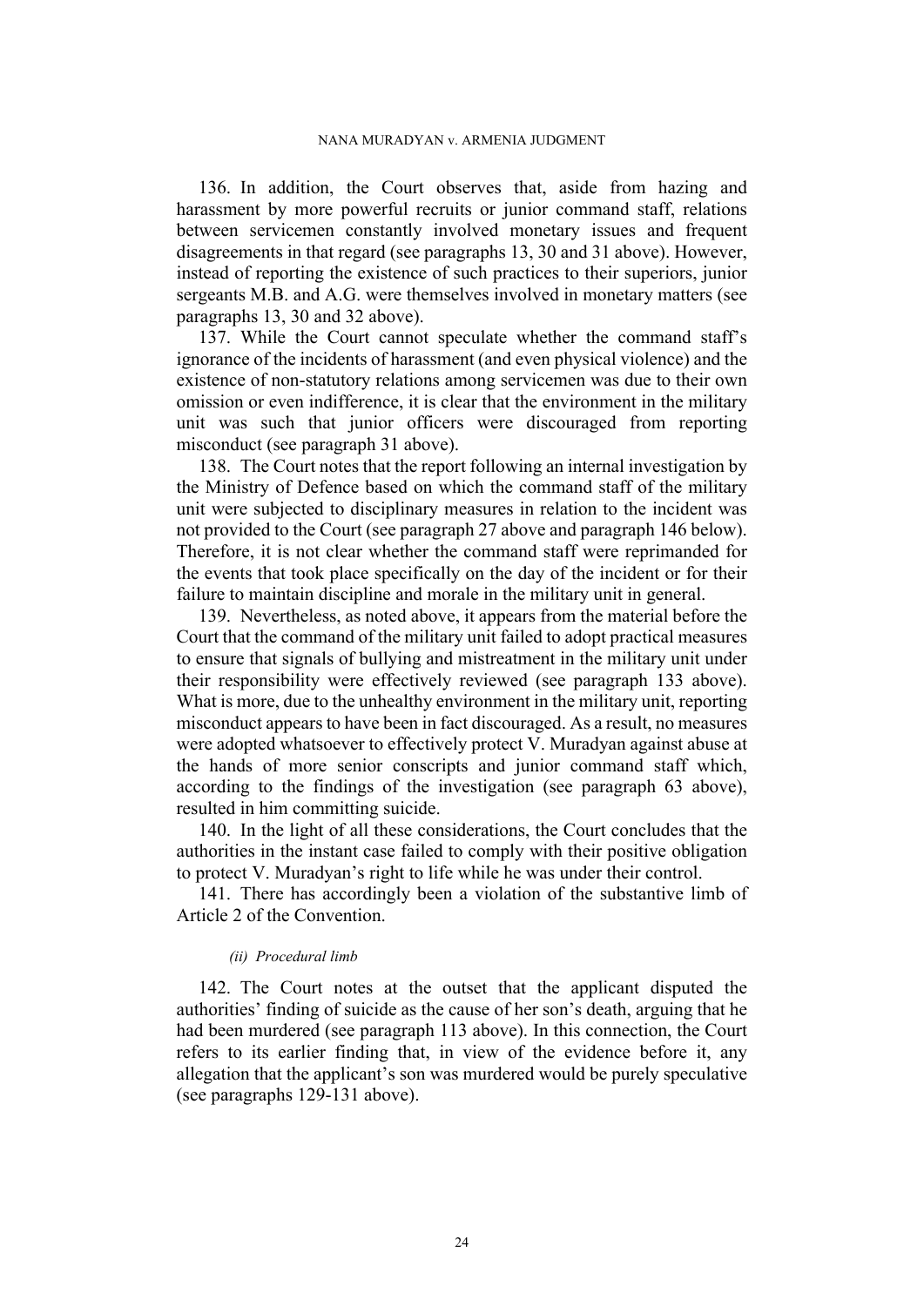136. In addition, the Court observes that, aside from hazing and harassment by more powerful recruits or junior command staff, relations between servicemen constantly involved monetary issues and frequent disagreements in that regard (see paragraphs 13, 30 and 31 above). However, instead of reporting the existence of such practices to their superiors, junior sergeants M.B. and A.G. were themselves involved in monetary matters (see paragraphs 13, 30 and 32 above).

137. While the Court cannot speculate whether the command staff's ignorance of the incidents of harassment (and even physical violence) and the existence of non-statutory relations among servicemen was due to their own omission or even indifference, it is clear that the environment in the military unit was such that junior officers were discouraged from reporting misconduct (see paragraph 31 above).

138. The Court notes that the report following an internal investigation by the Ministry of Defence based on which the command staff of the military unit were subjected to disciplinary measures in relation to the incident was not provided to the Court (see paragraph 27 above and paragraph 146 below). Therefore, it is not clear whether the command staff were reprimanded for the events that took place specifically on the day of the incident or for their failure to maintain discipline and morale in the military unit in general.

139. Nevertheless, as noted above, it appears from the material before the Court that the command of the military unit failed to adopt practical measures to ensure that signals of bullying and mistreatment in the military unit under their responsibility were effectively reviewed (see paragraph 133 above). What is more, due to the unhealthy environment in the military unit, reporting misconduct appears to have been in fact discouraged. As a result, no measures were adopted whatsoever to effectively protect V. Muradyan against abuse at the hands of more senior conscripts and junior command staff which, according to the findings of the investigation (see paragraph 63 above), resulted in him committing suicide.

140. In the light of all these considerations, the Court concludes that the authorities in the instant case failed to comply with their positive obligation to protect V. Muradyan's right to life while he was under their control.

141. There has accordingly been a violation of the substantive limb of Article 2 of the Convention.

*(ii) Procedural limb*

142. The Court notes at the outset that the applicant disputed the authorities' finding of suicide as the cause of her son's death, arguing that he had been murdered (see paragraph 113 above). In this connection, the Court refers to its earlier finding that, in view of the evidence before it, any allegation that the applicant's son was murdered would be purely speculative (see paragraphs 129-131 above).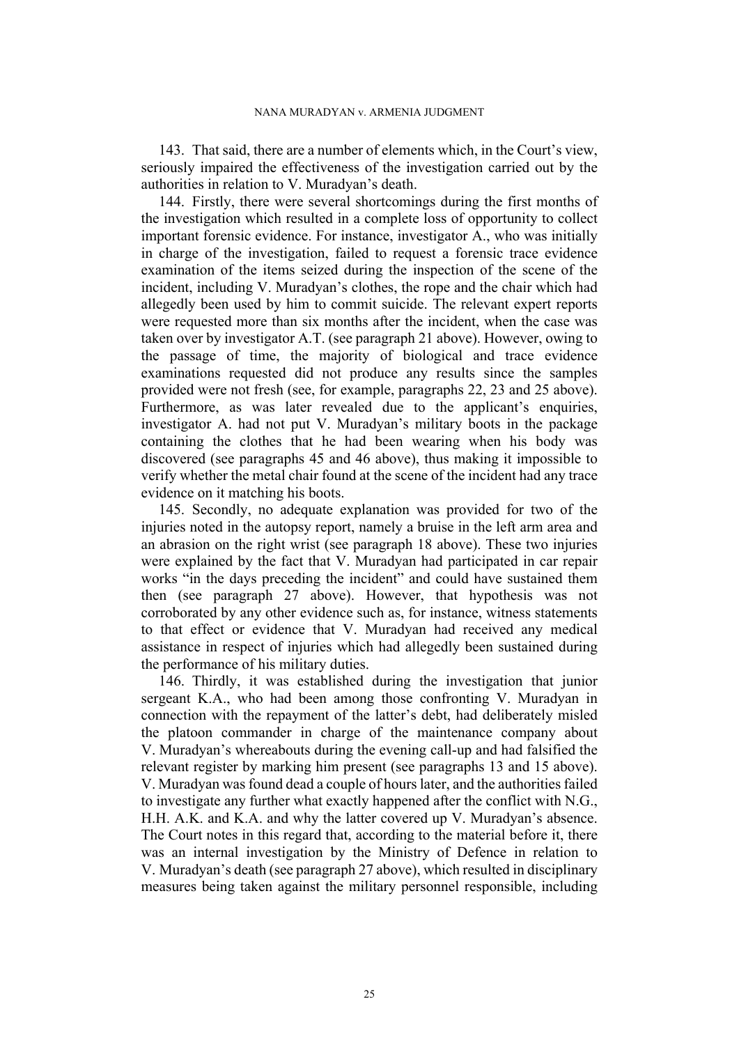143. That said, there are a number of elements which, in the Court's view, seriously impaired the effectiveness of the investigation carried out by the authorities in relation to V. Muradyan's death.

144. Firstly, there were several shortcomings during the first months of the investigation which resulted in a complete loss of opportunity to collect important forensic evidence. For instance, investigator A., who was initially in charge of the investigation, failed to request a forensic trace evidence examination of the items seized during the inspection of the scene of the incident, including V. Muradyan's clothes, the rope and the chair which had allegedly been used by him to commit suicide. The relevant expert reports were requested more than six months after the incident, when the case was taken over by investigator A.T. (see paragraph 21 above). However, owing to the passage of time, the majority of biological and trace evidence examinations requested did not produce any results since the samples provided were not fresh (see, for example, paragraphs 22, 23 and 25 above). Furthermore, as was later revealed due to the applicant's enquiries, investigator A. had not put V. Muradyan's military boots in the package containing the clothes that he had been wearing when his body was discovered (see paragraphs 45 and 46 above), thus making it impossible to verify whether the metal chair found at the scene of the incident had any trace evidence on it matching his boots.

145. Secondly, no adequate explanation was provided for two of the injuries noted in the autopsy report, namely a bruise in the left arm area and an abrasion on the right wrist (see paragraph 18 above). These two injuries were explained by the fact that V. Muradyan had participated in car repair works "in the days preceding the incident" and could have sustained them then (see paragraph 27 above). However, that hypothesis was not corroborated by any other evidence such as, for instance, witness statements to that effect or evidence that V. Muradyan had received any medical assistance in respect of injuries which had allegedly been sustained during the performance of his military duties.

146. Thirdly, it was established during the investigation that junior sergeant K.A., who had been among those confronting V. Muradyan in connection with the repayment of the latter's debt, had deliberately misled the platoon commander in charge of the maintenance company about V. Muradyan's whereabouts during the evening call-up and had falsified the relevant register by marking him present (see paragraphs 13 and 15 above). V. Muradyan was found dead a couple of hours later, and the authorities failed to investigate any further what exactly happened after the conflict with N.G., H.H. A.K. and K.A. and why the latter covered up V. Muradyan's absence. The Court notes in this regard that, according to the material before it, there was an internal investigation by the Ministry of Defence in relation to V. Muradyan's death (see paragraph 27 above), which resulted in disciplinary measures being taken against the military personnel responsible, including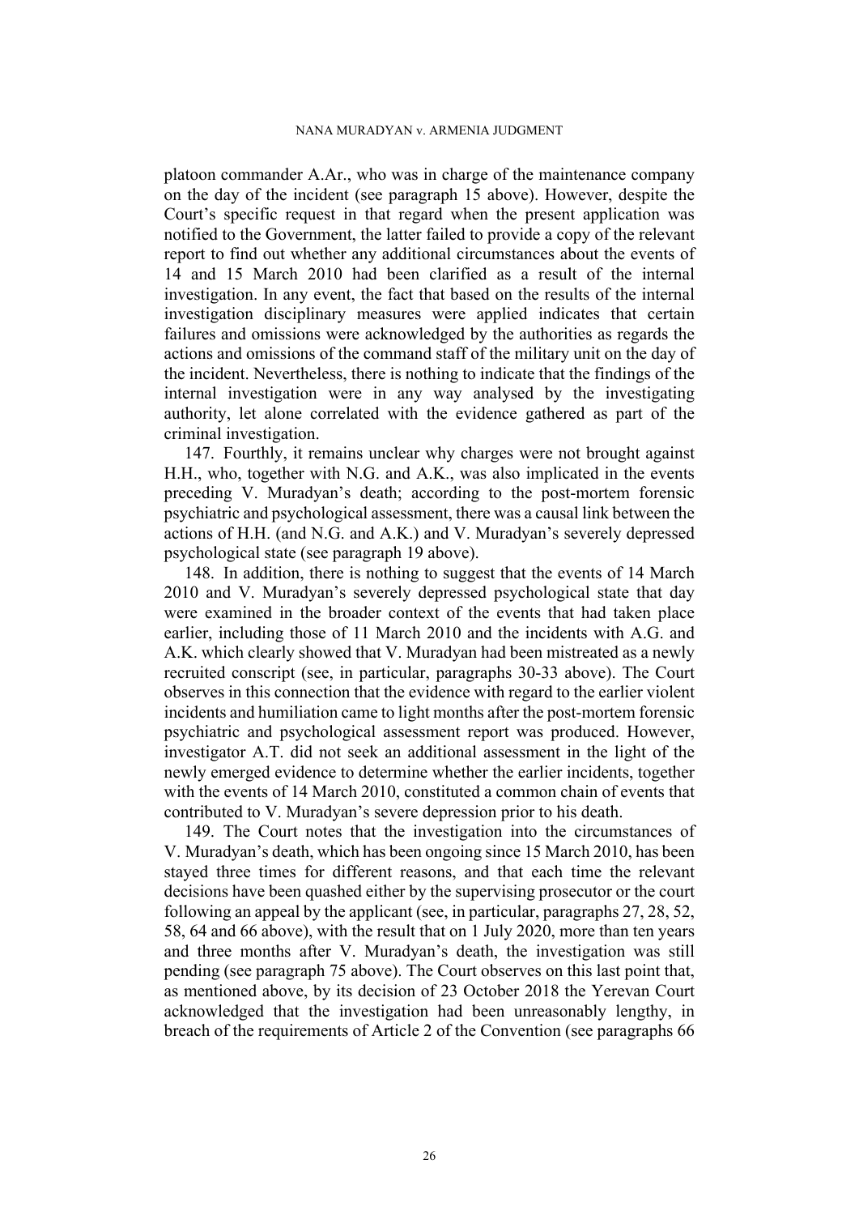platoon commander A.Ar., who was in charge of the maintenance company on the day of the incident (see paragraph 15 above). However, despite the Court's specific request in that regard when the present application was notified to the Government, the latter failed to provide a copy of the relevant report to find out whether any additional circumstances about the events of 14 and 15 March 2010 had been clarified as a result of the internal investigation. In any event, the fact that based on the results of the internal investigation disciplinary measures were applied indicates that certain failures and omissions were acknowledged by the authorities as regards the actions and omissions of the command staff of the military unit on the day of the incident. Nevertheless, there is nothing to indicate that the findings of the internal investigation were in any way analysed by the investigating authority, let alone correlated with the evidence gathered as part of the criminal investigation.

147. Fourthly, it remains unclear why charges were not brought against H.H., who, together with N.G. and A.K., was also implicated in the events preceding V. Muradyan's death; according to the post-mortem forensic psychiatric and psychological assessment, there was a causal link between the actions of H.H. (and N.G. and A.K.) and V. Muradyan's severely depressed psychological state (see paragraph 19 above).

148. In addition, there is nothing to suggest that the events of 14 March 2010 and V. Muradyan's severely depressed psychological state that day were examined in the broader context of the events that had taken place earlier, including those of 11 March 2010 and the incidents with A.G. and A.K. which clearly showed that V. Muradyan had been mistreated as a newly recruited conscript (see, in particular, paragraphs 30-33 above). The Court observes in this connection that the evidence with regard to the earlier violent incidents and humiliation came to light months after the post-mortem forensic psychiatric and psychological assessment report was produced. However, investigator A.T. did not seek an additional assessment in the light of the newly emerged evidence to determine whether the earlier incidents, together with the events of 14 March 2010, constituted a common chain of events that contributed to V. Muradyan's severe depression prior to his death.

149. The Court notes that the investigation into the circumstances of V. Muradyan's death, which has been ongoing since 15 March 2010, has been stayed three times for different reasons, and that each time the relevant decisions have been quashed either by the supervising prosecutor or the court following an appeal by the applicant (see, in particular, paragraphs 27, 28, 52, 58, 64 and 66 above), with the result that on 1 July 2020, more than ten years and three months after V. Muradyan's death, the investigation was still pending (see paragraph 75 above). The Court observes on this last point that, as mentioned above, by its decision of 23 October 2018 the Yerevan Court acknowledged that the investigation had been unreasonably lengthy, in breach of the requirements of Article 2 of the Convention (see paragraphs 66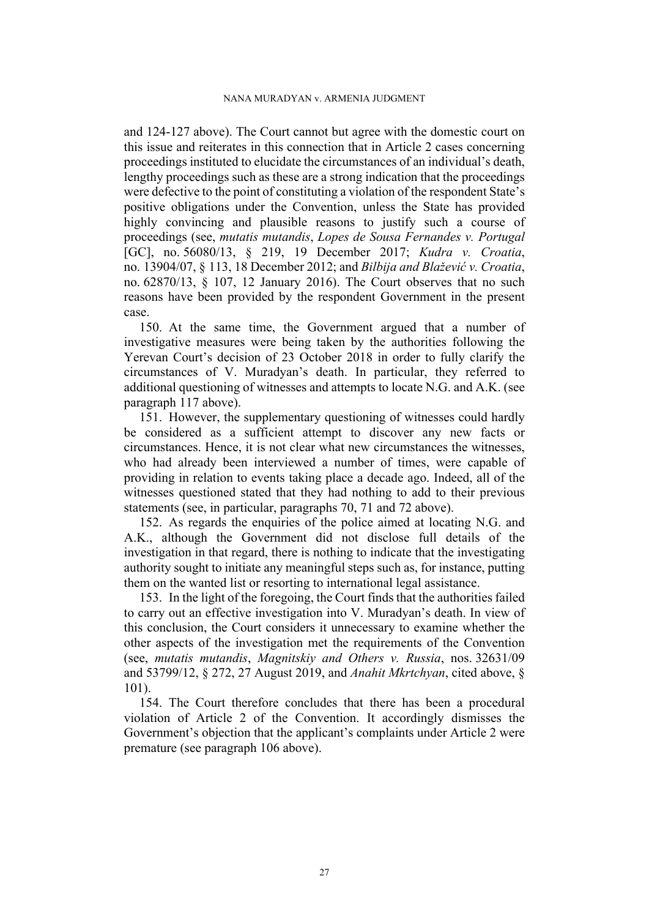and 124-127 above). The Court cannot but agree with the domestic court on this issue and reiterates in this connection that in Article 2 cases concerning proceedings instituted to elucidate the circumstances of an individual's death, lengthy proceedings such as these are a strong indication that the proceedings were defective to the point of constituting a violation of the respondent State's positive obligations under the Convention, unless the State has provided highly convincing and plausible reasons to justify such a course of proceedings (see, *mutatis mutandis*, *Lopes de Sousa Fernandes v. Portugal* [GC], no. 56080/13, § 219, 19 December 2017; *Kudra v. Croatia*, no. 13904/07, § 113, 18 December 2012; and *Bilbija and Blažević v. Croatia*, no. 62870/13, § 107, 12 January 2016). The Court observes that no such reasons have been provided by the respondent Government in the present case.

150. At the same time, the Government argued that a number of investigative measures were being taken by the authorities following the Yerevan Court's decision of 23 October 2018 in order to fully clarify the circumstances of V. Muradyan's death. In particular, they referred to additional questioning of witnesses and attempts to locate N.G. and A.K. (see paragraph 117 above).

151. However, the supplementary questioning of witnesses could hardly be considered as a sufficient attempt to discover any new facts or circumstances. Hence, it is not clear what new circumstances the witnesses, who had already been interviewed a number of times, were capable of providing in relation to events taking place a decade ago. Indeed, all of the witnesses questioned stated that they had nothing to add to their previous statements (see, in particular, paragraphs 70, 71 and 72 above).

152. As regards the enquiries of the police aimed at locating N.G. and A.K., although the Government did not disclose full details of the investigation in that regard, there is nothing to indicate that the investigating authority sought to initiate any meaningful steps such as, for instance, putting them on the wanted list or resorting to international legal assistance.

153. In the light of the foregoing, the Court finds that the authorities failed to carry out an effective investigation into V. Muradyan's death. In view of this conclusion, the Court considers it unnecessary to examine whether the other aspects of the investigation met the requirements of the Convention (see, *mutatis mutandis*, *Magnitskiy and Others v. Russia*, nos. 32631/09 and 53799/12, § 272, 27 August 2019, and *Anahit Mkrtchyan*, cited above, § 101).

154. The Court therefore concludes that there has been a procedural violation of Article 2 of the Convention. It accordingly dismisses the Government's objection that the applicant's complaints under Article 2 were premature (see paragraph 106 above).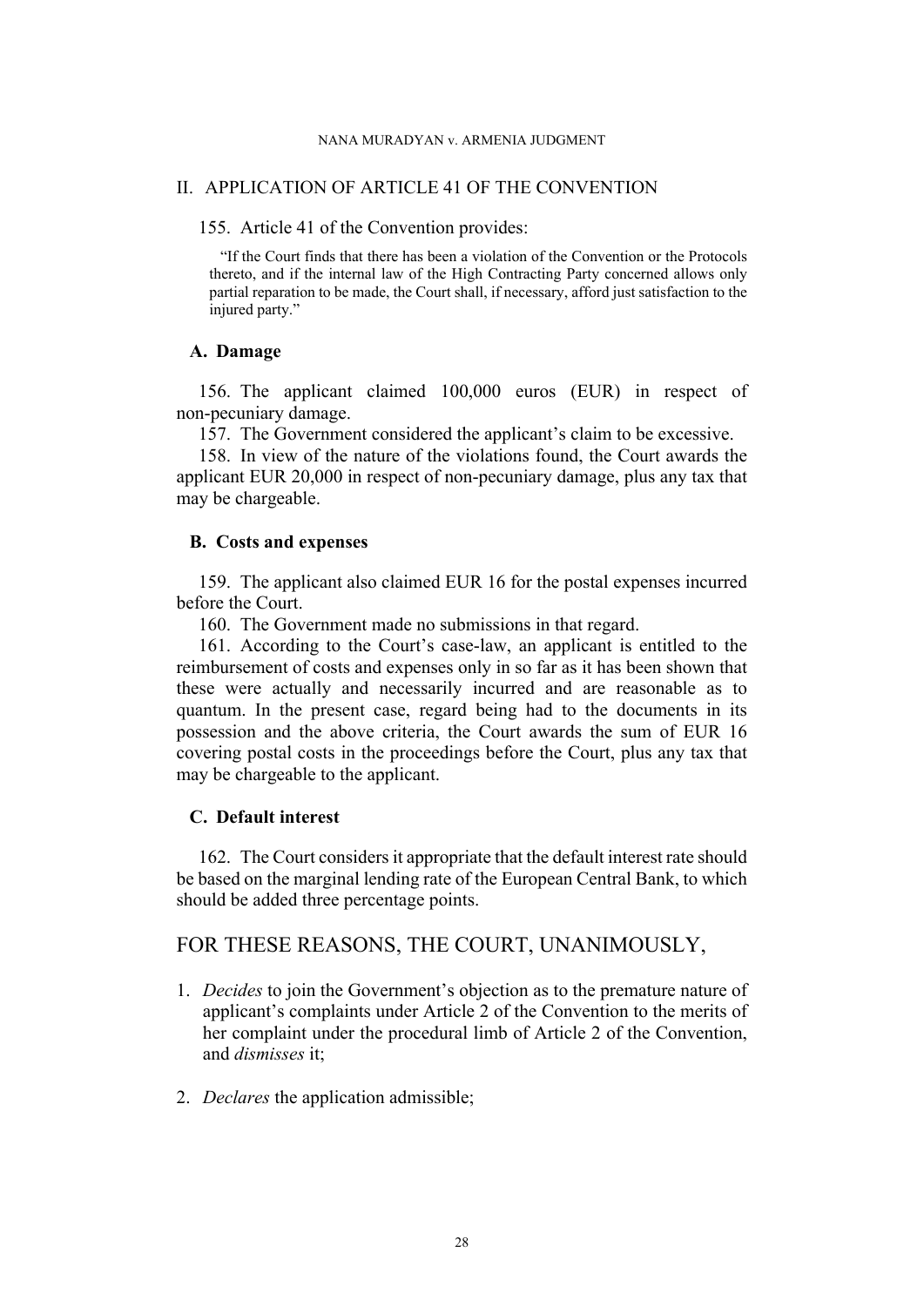## II. APPLICATION OF ARTICLE 41 OF THE CONVENTION

155. Article 41 of the Convention provides:

> "If the Court finds that there has been a violation of the Convention or the Protocols thereto, and if the internal law of the High Contracting Party concerned allows only partial reparation to be made, the Court shall, if necessary, afford just satisfaction to the injured party."

### A. Damage

156. The applicant claimed 100,000 euros (EUR) in respect of non-pecuniary damage.

157. The Government considered the applicant's claim to be excessive.

158. In view of the nature of the violations found, the Court awards the applicant EUR 20,000 in respect of non-pecuniary damage, plus any tax that may be chargeable.

### B. Costs and expenses

159. The applicant also claimed EUR 16 for the postal expenses incurred before the Court.

160. The Government made no submissions in that regard.

161. According to the Court's case-law, an applicant is entitled to the reimbursement of costs and expenses only in so far as it has been shown that these were actually and necessarily incurred and are reasonable as to quantum. In the present case, regard being had to the documents in its possession and the above criteria, the Court awards the sum of EUR 16 covering postal costs in the proceedings before the Court, plus any tax that may be chargeable to the applicant.

### C. Default interest

162. The Court considers it appropriate that the default interest rate should be based on the marginal lending rate of the European Central Bank, to which should be added three percentage points.

## FOR THESE REASONS, THE COURT, UNANIMOUSLY,

1. *Decides* to join the Government's objection as to the premature nature of applicant's complaints under Article 2 of the Convention to the merits of her complaint under the procedural limb of Article 2 of the Convention, and *dismisses* it;

2. *Declares* the application admissible;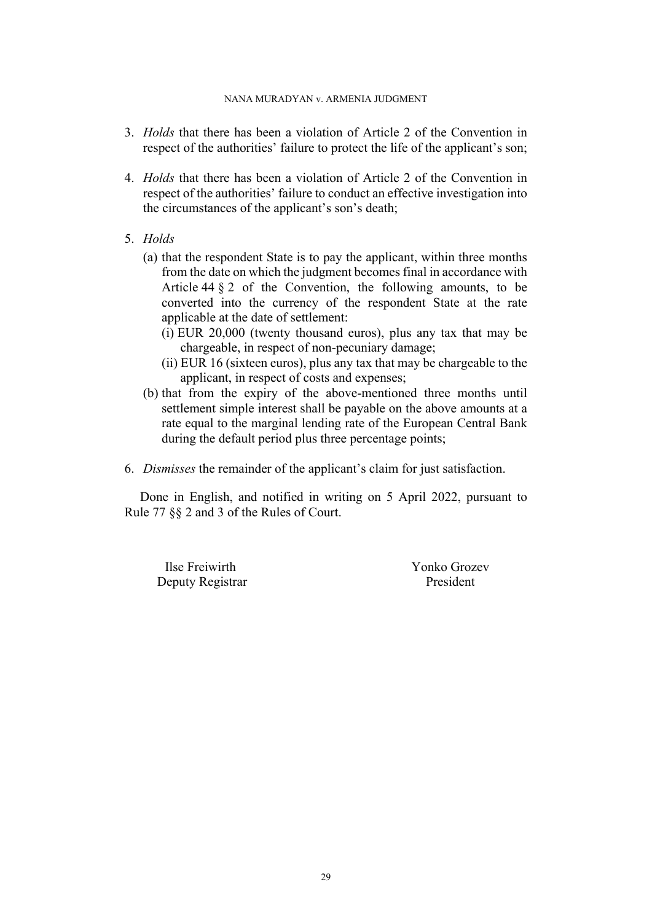3. *Holds* that there has been a violation of Article 2 of the Convention in respect of the authorities' failure to protect the life of the applicant's son;

4. *Holds* that there has been a violation of Article 2 of the Convention in respect of the authorities' failure to conduct an effective investigation into the circumstances of the applicant's son's death;

5. *Holds*
   (a) that the respondent State is to pay the applicant, within three months from the date on which the judgment becomes final in accordance with Article 44 § 2 of the Convention, the following amounts, to be converted into the currency of the respondent State at the rate applicable at the date of settlement:
      (i) EUR 20,000 (twenty thousand euros), plus any tax that may be chargeable, in respect of non-pecuniary damage;
      (ii) EUR 16 (sixteen euros), plus any tax that may be chargeable to the applicant, in respect of costs and expenses;
   (b) that from the expiry of the above-mentioned three months until settlement simple interest shall be payable on the above amounts at a rate equal to the marginal lending rate of the European Central Bank during the default period plus three percentage points;

6. *Dismisses* the remainder of the applicant's claim for just satisfaction.

Done in English, and notified in writing on 5 April 2022, pursuant to Rule 77 §§ 2 and 3 of the Rules of Court.

| | |
|---|---|
| Ilse Freiwirth | Yonko Grozev |
| Deputy Registrar | President |